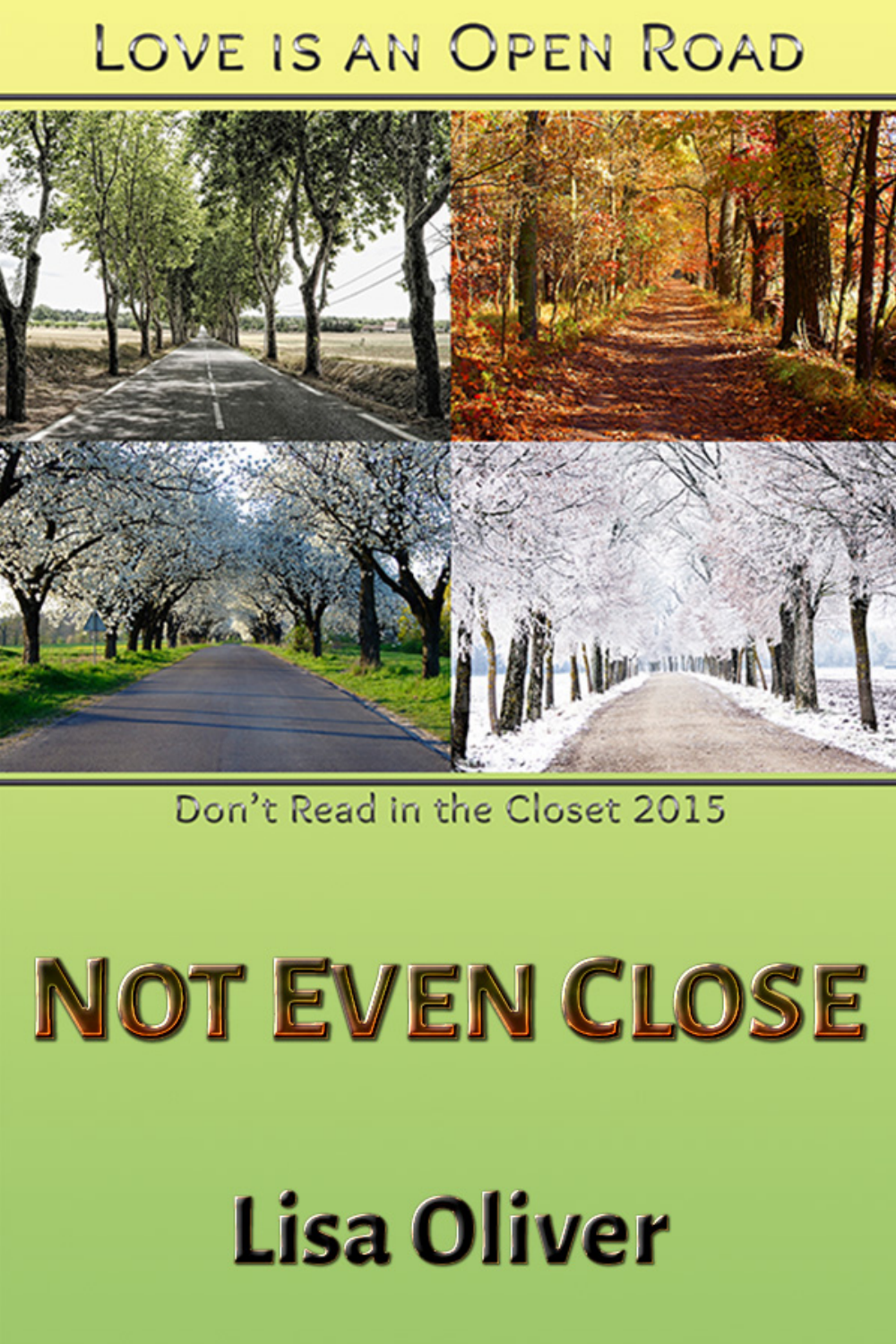Love is an Open Road

Don't Read in the Closet 2015

# Not Even Close

Lisa Oliver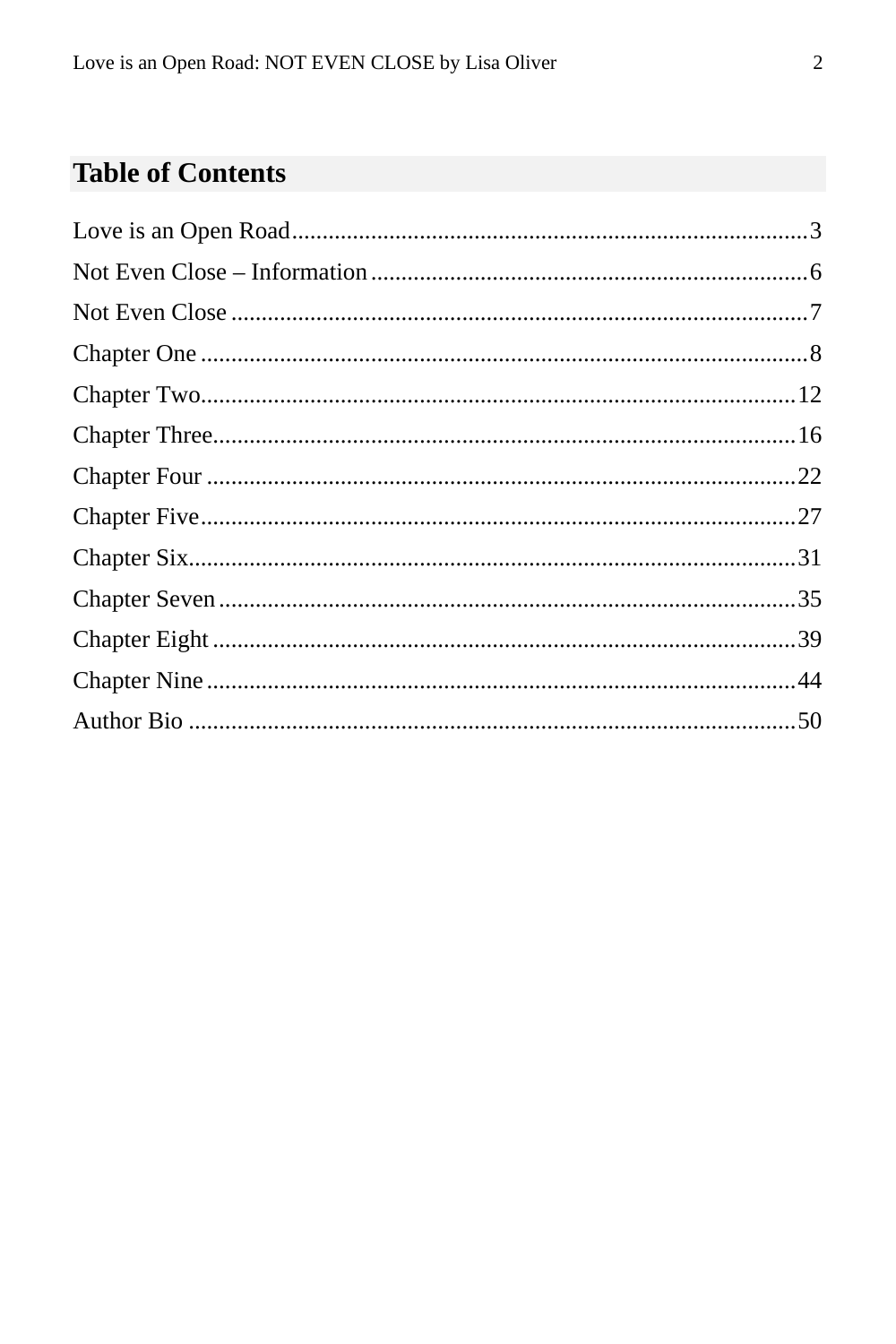## Table of Contents

Love is an Open Road....................................................................................3
Not Even Close – Information........................................................................6
Not Even Close ..............................................................................................7
Chapter One ...................................................................................................8
Chapter Two.................................................................................................12
Chapter Three...............................................................................................16
Chapter Four ................................................................................................22
Chapter Five.................................................................................................27
Chapter Six...................................................................................................31
Chapter Seven..............................................................................................35
Chapter Eight ...............................................................................................39
Chapter Nine ................................................................................................44
Author Bio ...................................................................................................50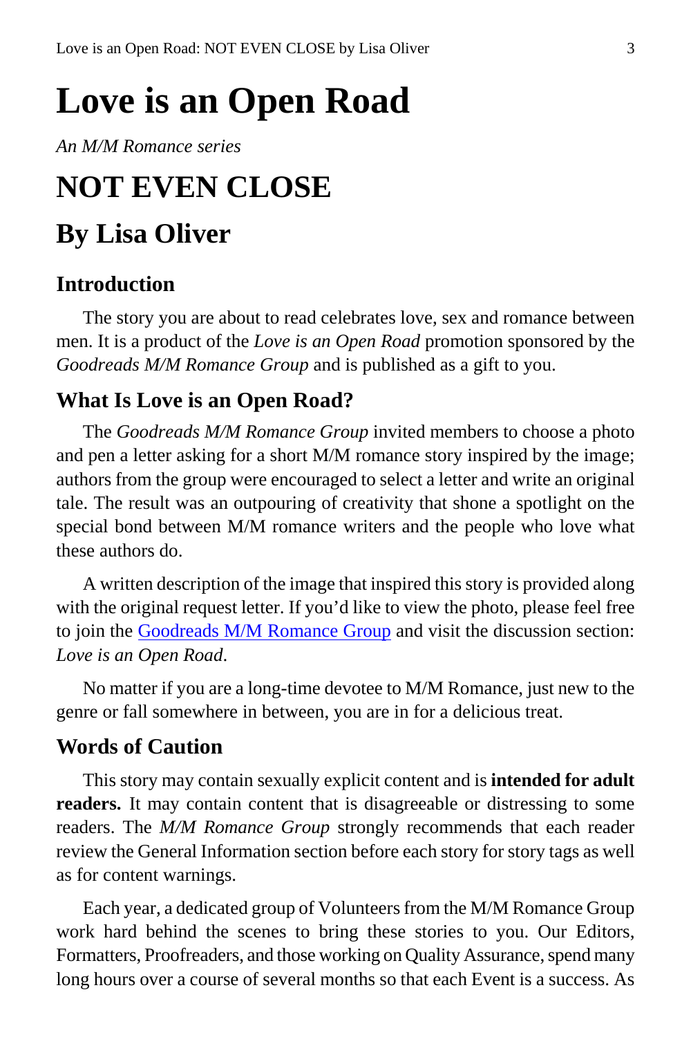# Love is an Open Road

*An M/M Romance series*

# NOT EVEN CLOSE

## By Lisa Oliver

### Introduction

The story you are about to read celebrates love, sex and romance between men. It is a product of the *Love is an Open Road* promotion sponsored by the *Goodreads M/M Romance Group* and is published as a gift to you.

### What Is Love is an Open Road?

The *Goodreads M/M Romance Group* invited members to choose a photo and pen a letter asking for a short M/M romance story inspired by the image; authors from the group were encouraged to select a letter and write an original tale. The result was an outpouring of creativity that shone a spotlight on the special bond between M/M romance writers and the people who love what these authors do.

A written description of the image that inspired this story is provided along with the original request letter. If you'd like to view the photo, please feel free to join the Goodreads M/M Romance Group and visit the discussion section: *Love is an Open Road*.

No matter if you are a long-time devotee to M/M Romance, just new to the genre or fall somewhere in between, you are in for a delicious treat.

### Words of Caution

This story may contain sexually explicit content and is **intended for adult readers.** It may contain content that is disagreeable or distressing to some readers. The *M/M Romance Group* strongly recommends that each reader review the General Information section before each story for story tags as well as for content warnings.

Each year, a dedicated group of Volunteers from the M/M Romance Group work hard behind the scenes to bring these stories to you. Our Editors, Formatters, Proofreaders, and those working on Quality Assurance, spend many long hours over a course of several months so that each Event is a success. As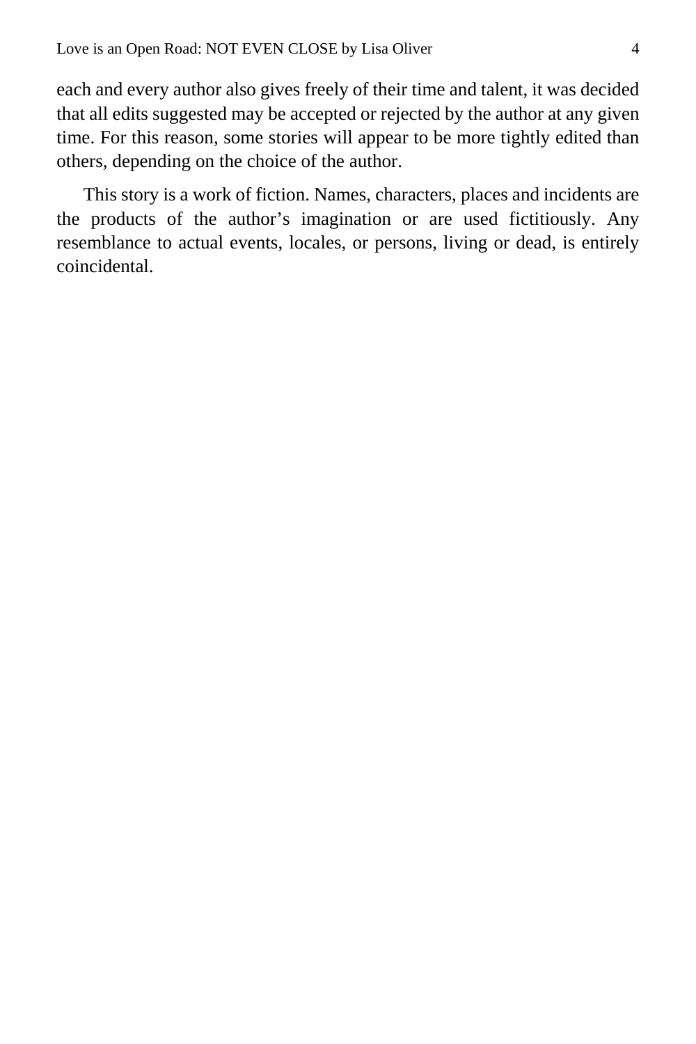each and every author also gives freely of their time and talent, it was decided that all edits suggested may be accepted or rejected by the author at any given time. For this reason, some stories will appear to be more tightly edited than others, depending on the choice of the author.

This story is a work of fiction. Names, characters, places and incidents are the products of the author's imagination or are used fictitiously. Any resemblance to actual events, locales, or persons, living or dead, is entirely coincidental.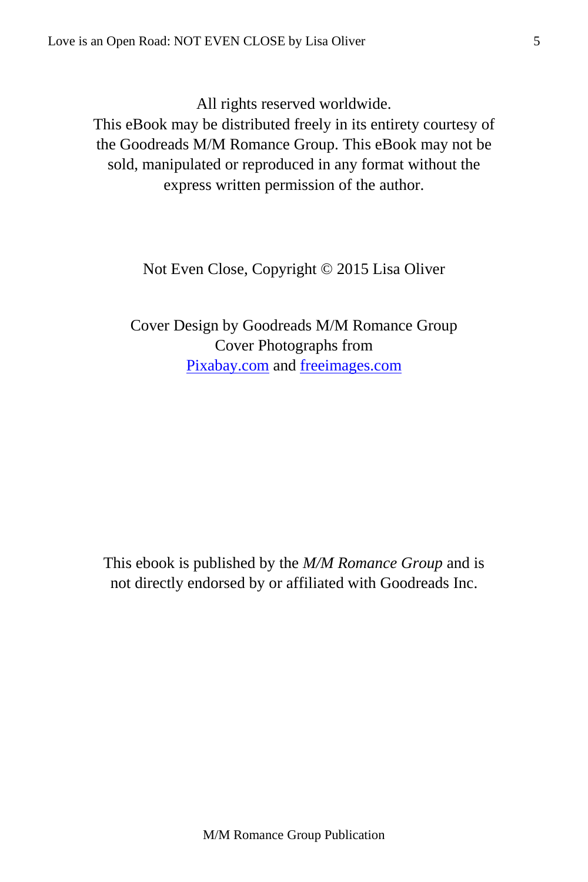All rights reserved worldwide.
This eBook may be distributed freely in its entirety courtesy of the Goodreads M/M Romance Group. This eBook may not be sold, manipulated or reproduced in any format without the express written permission of the author.

Not Even Close, Copyright © 2015 Lisa Oliver

Cover Design by Goodreads M/M Romance Group
Cover Photographs from
Pixabay.com and freeimages.com

This ebook is published by the *M/M Romance Group* and is not directly endorsed by or affiliated with Goodreads Inc.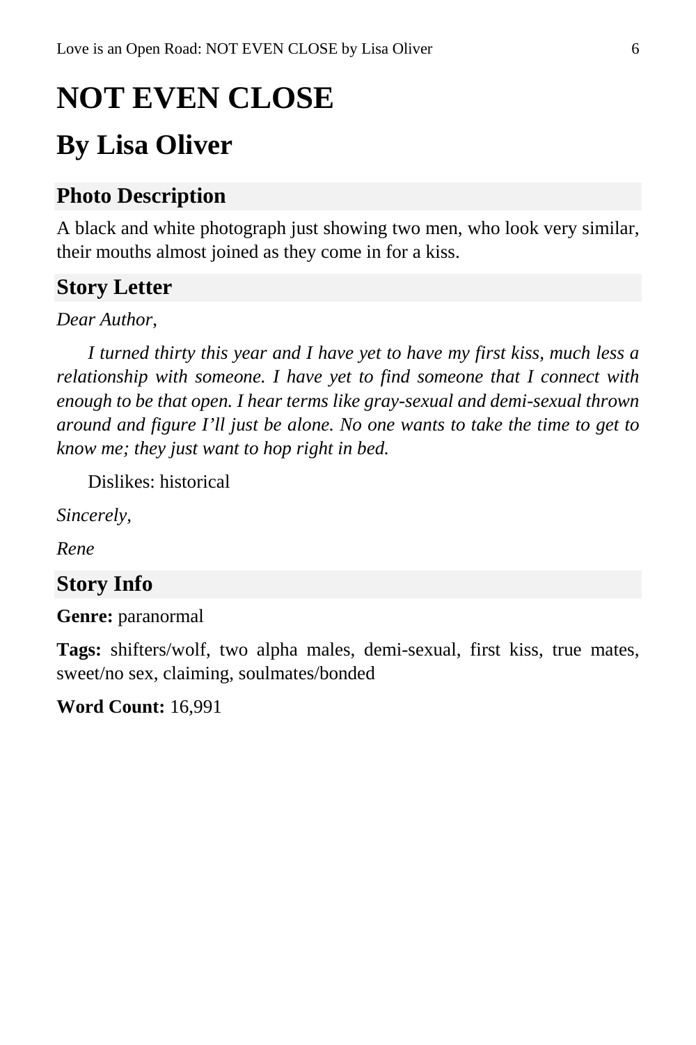# NOT EVEN CLOSE

## By Lisa Oliver

### Photo Description

A black and white photograph just showing two men, who look very similar, their mouths almost joined as they come in for a kiss.

### Story Letter

*Dear Author,*

*I turned thirty this year and I have yet to have my first kiss, much less a relationship with someone. I have yet to find someone that I connect with enough to be that open. I hear terms like gray-sexual and demi-sexual thrown around and figure I'll just be alone. No one wants to take the time to get to know me; they just want to hop right in bed.*

Dislikes: historical

*Sincerely,*

*Rene*

### Story Info

**Genre:** paranormal

**Tags:** shifters/wolf, two alpha males, demi-sexual, first kiss, true mates, sweet/no sex, claiming, soulmates/bonded

**Word Count:** 16,991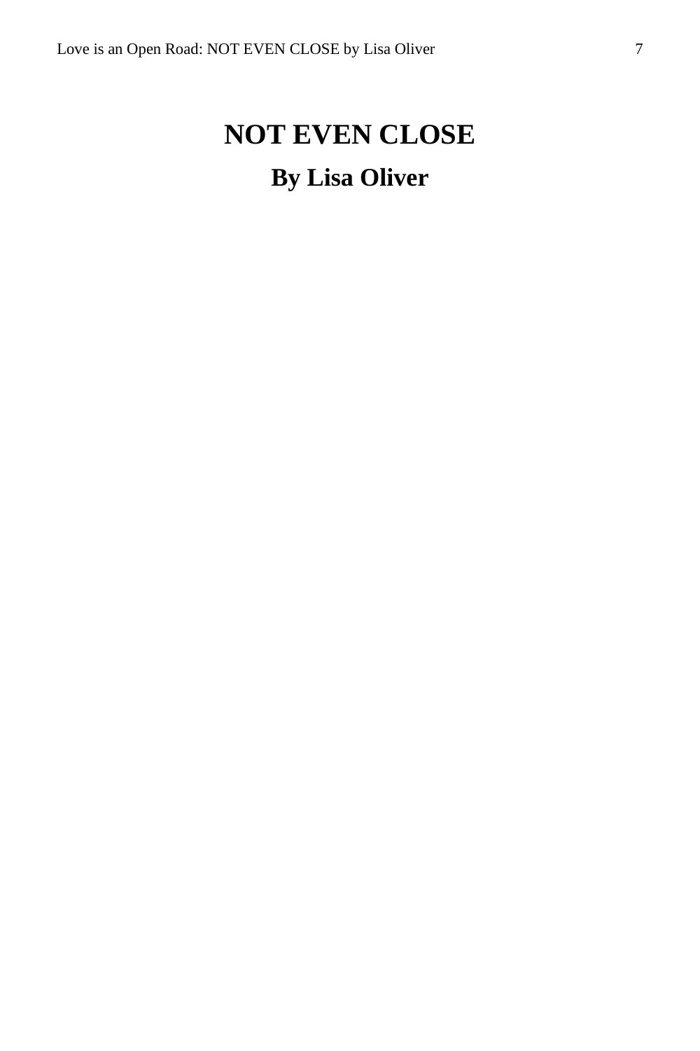# NOT EVEN CLOSE

## By Lisa Oliver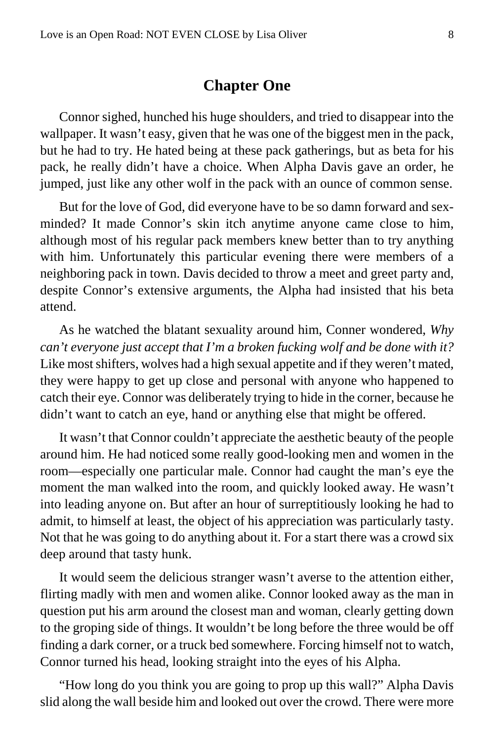## Chapter One

Connor sighed, hunched his huge shoulders, and tried to disappear into the wallpaper. It wasn't easy, given that he was one of the biggest men in the pack, but he had to try. He hated being at these pack gatherings, but as beta for his pack, he really didn't have a choice. When Alpha Davis gave an order, he jumped, just like any other wolf in the pack with an ounce of common sense.

But for the love of God, did everyone have to be so damn forward and sex-minded? It made Connor's skin itch anytime anyone came close to him, although most of his regular pack members knew better than to try anything with him. Unfortunately this particular evening there were members of a neighboring pack in town. Davis decided to throw a meet and greet party and, despite Connor's extensive arguments, the Alpha had insisted that his beta attend.

As he watched the blatant sexuality around him, Conner wondered, *Why can't everyone just accept that I'm a broken fucking wolf and be done with it?* Like most shifters, wolves had a high sexual appetite and if they weren't mated, they were happy to get up close and personal with anyone who happened to catch their eye. Connor was deliberately trying to hide in the corner, because he didn't want to catch an eye, hand or anything else that might be offered.

It wasn't that Connor couldn't appreciate the aesthetic beauty of the people around him. He had noticed some really good-looking men and women in the room—especially one particular male. Connor had caught the man's eye the moment the man walked into the room, and quickly looked away. He wasn't into leading anyone on. But after an hour of surreptitiously looking he had to admit, to himself at least, the object of his appreciation was particularly tasty. Not that he was going to do anything about it. For a start there was a crowd six deep around that tasty hunk.

It would seem the delicious stranger wasn't averse to the attention either, flirting madly with men and women alike. Connor looked away as the man in question put his arm around the closest man and woman, clearly getting down to the groping side of things. It wouldn't be long before the three would be off finding a dark corner, or a truck bed somewhere. Forcing himself not to watch, Connor turned his head, looking straight into the eyes of his Alpha.

"How long do you think you are going to prop up this wall?" Alpha Davis slid along the wall beside him and looked out over the crowd. There were more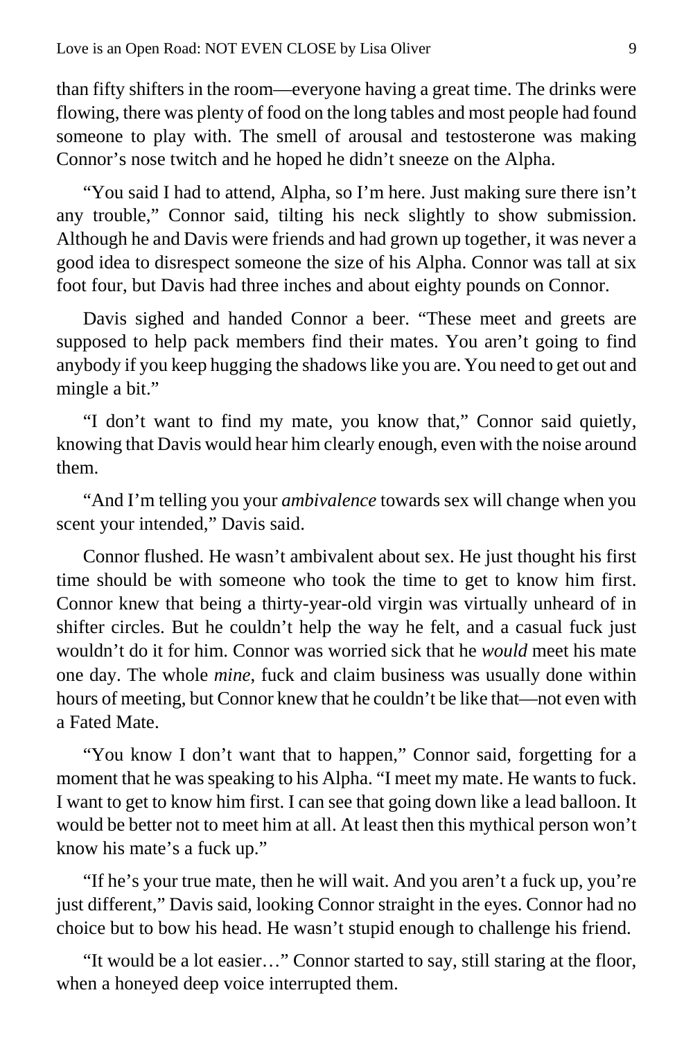than fifty shifters in the room—everyone having a great time. The drinks were flowing, there was plenty of food on the long tables and most people had found someone to play with. The smell of arousal and testosterone was making Connor's nose twitch and he hoped he didn't sneeze on the Alpha.

"You said I had to attend, Alpha, so I'm here. Just making sure there isn't any trouble," Connor said, tilting his neck slightly to show submission. Although he and Davis were friends and had grown up together, it was never a good idea to disrespect someone the size of his Alpha. Connor was tall at six foot four, but Davis had three inches and about eighty pounds on Connor.

Davis sighed and handed Connor a beer. "These meet and greets are supposed to help pack members find their mates. You aren't going to find anybody if you keep hugging the shadows like you are. You need to get out and mingle a bit."

"I don't want to find my mate, you know that," Connor said quietly, knowing that Davis would hear him clearly enough, even with the noise around them.

"And I'm telling you your *ambivalence* towards sex will change when you scent your intended," Davis said.

Connor flushed. He wasn't ambivalent about sex. He just thought his first time should be with someone who took the time to get to know him first. Connor knew that being a thirty-year-old virgin was virtually unheard of in shifter circles. But he couldn't help the way he felt, and a casual fuck just wouldn't do it for him. Connor was worried sick that he *would* meet his mate one day. The whole *mine*, fuck and claim business was usually done within hours of meeting, but Connor knew that he couldn't be like that—not even with a Fated Mate.

"You know I don't want that to happen," Connor said, forgetting for a moment that he was speaking to his Alpha. "I meet my mate. He wants to fuck. I want to get to know him first. I can see that going down like a lead balloon. It would be better not to meet him at all. At least then this mythical person won't know his mate's a fuck up."

"If he's your true mate, then he will wait. And you aren't a fuck up, you're just different," Davis said, looking Connor straight in the eyes. Connor had no choice but to bow his head. He wasn't stupid enough to challenge his friend.

"It would be a lot easier…" Connor started to say, still staring at the floor, when a honeyed deep voice interrupted them.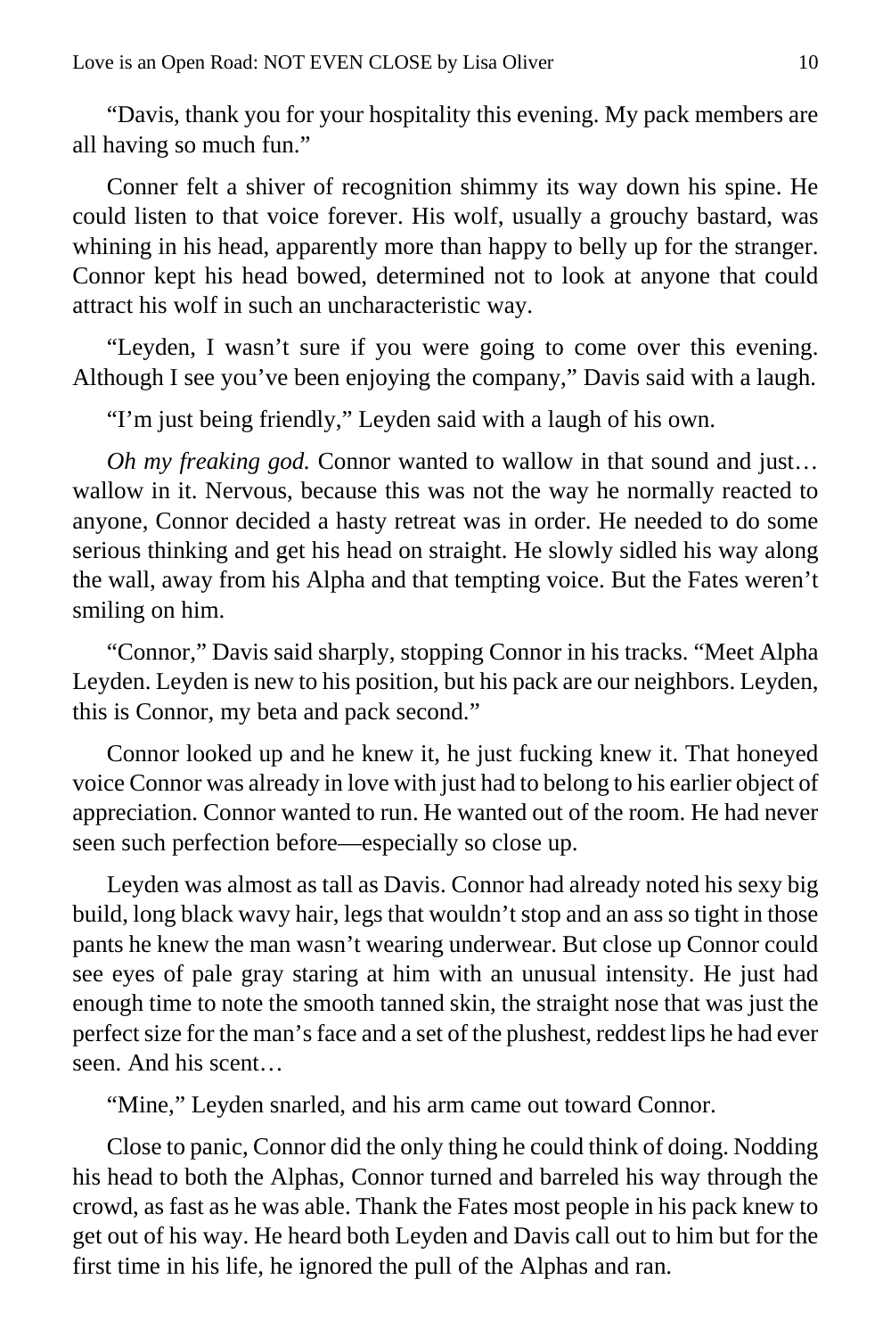"Davis, thank you for your hospitality this evening. My pack members are all having so much fun."

Conner felt a shiver of recognition shimmy its way down his spine. He could listen to that voice forever. His wolf, usually a grouchy bastard, was whining in his head, apparently more than happy to belly up for the stranger. Connor kept his head bowed, determined not to look at anyone that could attract his wolf in such an uncharacteristic way.

"Leyden, I wasn't sure if you were going to come over this evening. Although I see you've been enjoying the company," Davis said with a laugh.

"I'm just being friendly," Leyden said with a laugh of his own.

*Oh my freaking god.* Connor wanted to wallow in that sound and just… wallow in it. Nervous, because this was not the way he normally reacted to anyone, Connor decided a hasty retreat was in order. He needed to do some serious thinking and get his head on straight. He slowly sidled his way along the wall, away from his Alpha and that tempting voice. But the Fates weren't smiling on him.

"Connor," Davis said sharply, stopping Connor in his tracks. "Meet Alpha Leyden. Leyden is new to his position, but his pack are our neighbors. Leyden, this is Connor, my beta and pack second."

Connor looked up and he knew it, he just fucking knew it. That honeyed voice Connor was already in love with just had to belong to his earlier object of appreciation. Connor wanted to run. He wanted out of the room. He had never seen such perfection before—especially so close up.

Leyden was almost as tall as Davis. Connor had already noted his sexy big build, long black wavy hair, legs that wouldn't stop and an ass so tight in those pants he knew the man wasn't wearing underwear. But close up Connor could see eyes of pale gray staring at him with an unusual intensity. He just had enough time to note the smooth tanned skin, the straight nose that was just the perfect size for the man's face and a set of the plushest, reddest lips he had ever seen. And his scent…

"Mine," Leyden snarled, and his arm came out toward Connor.

Close to panic, Connor did the only thing he could think of doing. Nodding his head to both the Alphas, Connor turned and barreled his way through the crowd, as fast as he was able. Thank the Fates most people in his pack knew to get out of his way. He heard both Leyden and Davis call out to him but for the first time in his life, he ignored the pull of the Alphas and ran.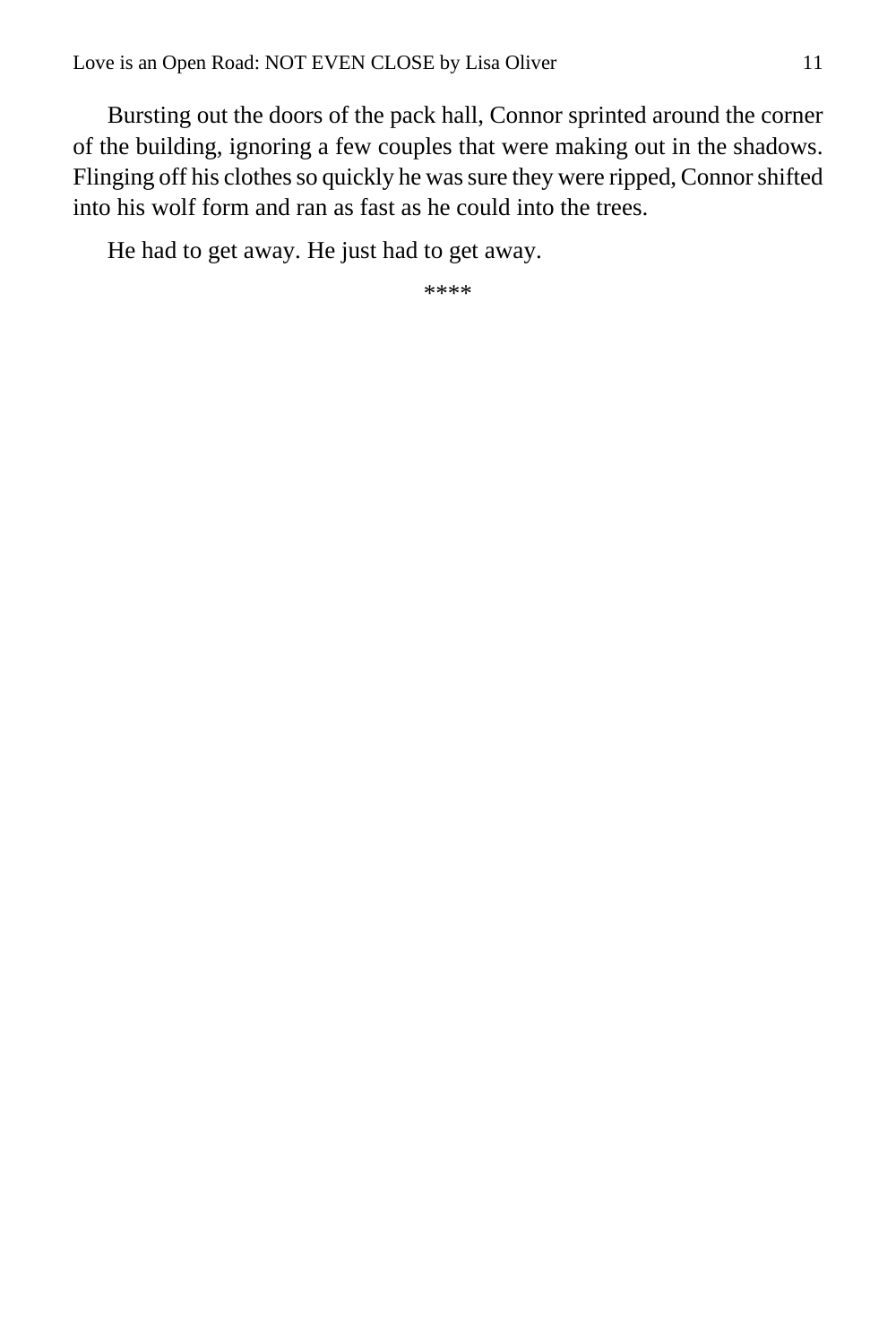Bursting out the doors of the pack hall, Connor sprinted around the corner of the building, ignoring a few couples that were making out in the shadows. Flinging off his clothes so quickly he was sure they were ripped, Connor shifted into his wolf form and ran as fast as he could into the trees.

He had to get away. He just had to get away.

****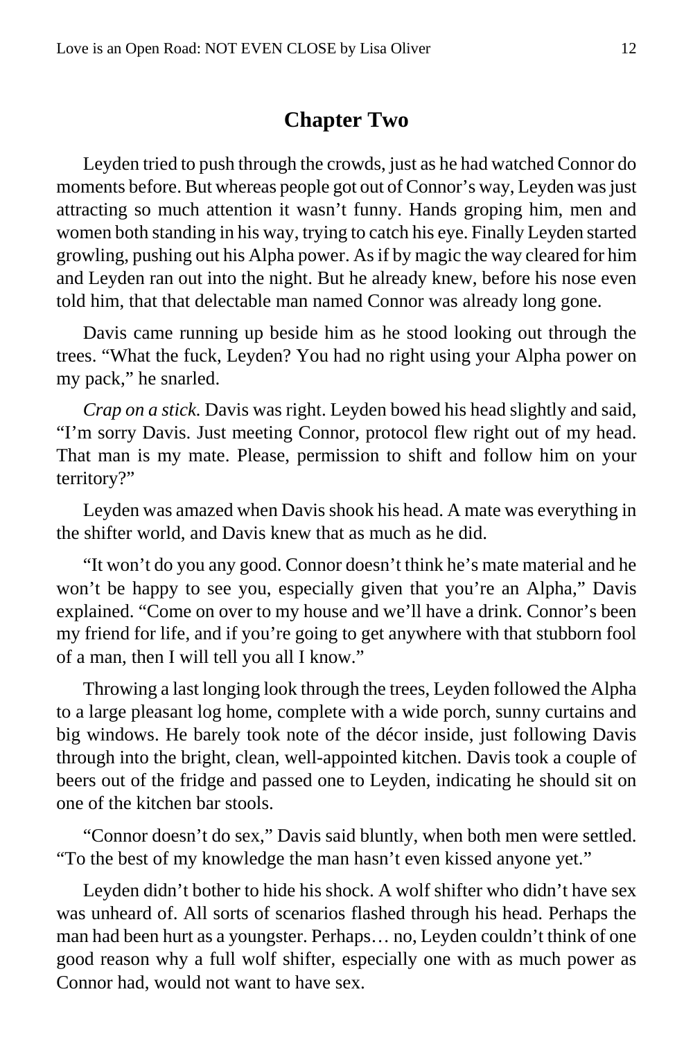## Chapter Two

Leyden tried to push through the crowds, just as he had watched Connor do moments before. But whereas people got out of Connor's way, Leyden was just attracting so much attention it wasn't funny. Hands groping him, men and women both standing in his way, trying to catch his eye. Finally Leyden started growling, pushing out his Alpha power. As if by magic the way cleared for him and Leyden ran out into the night. But he already knew, before his nose even told him, that that delectable man named Connor was already long gone.

Davis came running up beside him as he stood looking out through the trees. "What the fuck, Leyden? You had no right using your Alpha power on my pack," he snarled.

*Crap on a stick.* Davis was right. Leyden bowed his head slightly and said, "I'm sorry Davis. Just meeting Connor, protocol flew right out of my head. That man is my mate. Please, permission to shift and follow him on your territory?"

Leyden was amazed when Davis shook his head. A mate was everything in the shifter world, and Davis knew that as much as he did.

"It won't do you any good. Connor doesn't think he's mate material and he won't be happy to see you, especially given that you're an Alpha," Davis explained. "Come on over to my house and we'll have a drink. Connor's been my friend for life, and if you're going to get anywhere with that stubborn fool of a man, then I will tell you all I know."

Throwing a last longing look through the trees, Leyden followed the Alpha to a large pleasant log home, complete with a wide porch, sunny curtains and big windows. He barely took note of the décor inside, just following Davis through into the bright, clean, well-appointed kitchen. Davis took a couple of beers out of the fridge and passed one to Leyden, indicating he should sit on one of the kitchen bar stools.

"Connor doesn't do sex," Davis said bluntly, when both men were settled. "To the best of my knowledge the man hasn't even kissed anyone yet."

Leyden didn't bother to hide his shock. A wolf shifter who didn't have sex was unheard of. All sorts of scenarios flashed through his head. Perhaps the man had been hurt as a youngster. Perhaps… no, Leyden couldn't think of one good reason why a full wolf shifter, especially one with as much power as Connor had, would not want to have sex.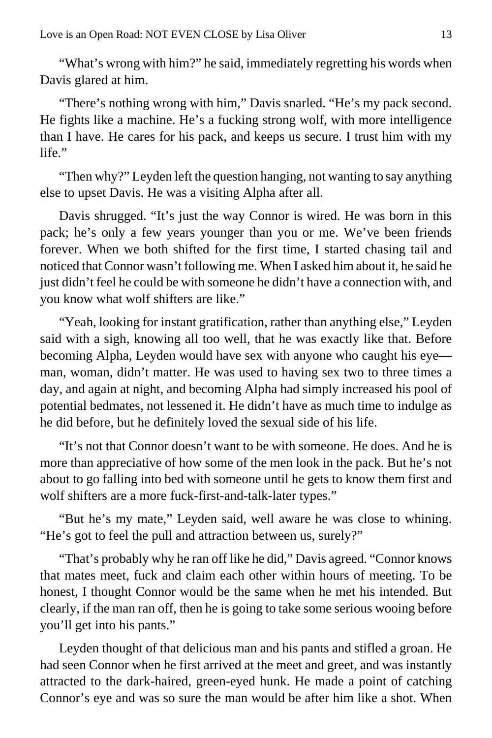"What's wrong with him?" he said, immediately regretting his words when Davis glared at him.

"There's nothing wrong with him," Davis snarled. "He's my pack second. He fights like a machine. He's a fucking strong wolf, with more intelligence than I have. He cares for his pack, and keeps us secure. I trust him with my life."

"Then why?" Leyden left the question hanging, not wanting to say anything else to upset Davis. He was a visiting Alpha after all.

Davis shrugged. "It's just the way Connor is wired. He was born in this pack; he's only a few years younger than you or me. We've been friends forever. When we both shifted for the first time, I started chasing tail and noticed that Connor wasn't following me. When I asked him about it, he said he just didn't feel he could be with someone he didn't have a connection with, and you know what wolf shifters are like."

"Yeah, looking for instant gratification, rather than anything else," Leyden said with a sigh, knowing all too well, that he was exactly like that. Before becoming Alpha, Leyden would have sex with anyone who caught his eye—man, woman, didn't matter. He was used to having sex two to three times a day, and again at night, and becoming Alpha had simply increased his pool of potential bedmates, not lessened it. He didn't have as much time to indulge as he did before, but he definitely loved the sexual side of his life.

"It's not that Connor doesn't want to be with someone. He does. And he is more than appreciative of how some of the men look in the pack. But he's not about to go falling into bed with someone until he gets to know them first and wolf shifters are a more fuck-first-and-talk-later types."

"But he's my mate," Leyden said, well aware he was close to whining. "He's got to feel the pull and attraction between us, surely?"

"That's probably why he ran off like he did," Davis agreed. "Connor knows that mates meet, fuck and claim each other within hours of meeting. To be honest, I thought Connor would be the same when he met his intended. But clearly, if the man ran off, then he is going to take some serious wooing before you'll get into his pants."

Leyden thought of that delicious man and his pants and stifled a groan. He had seen Connor when he first arrived at the meet and greet, and was instantly attracted to the dark-haired, green-eyed hunk. He made a point of catching Connor's eye and was so sure the man would be after him like a shot. When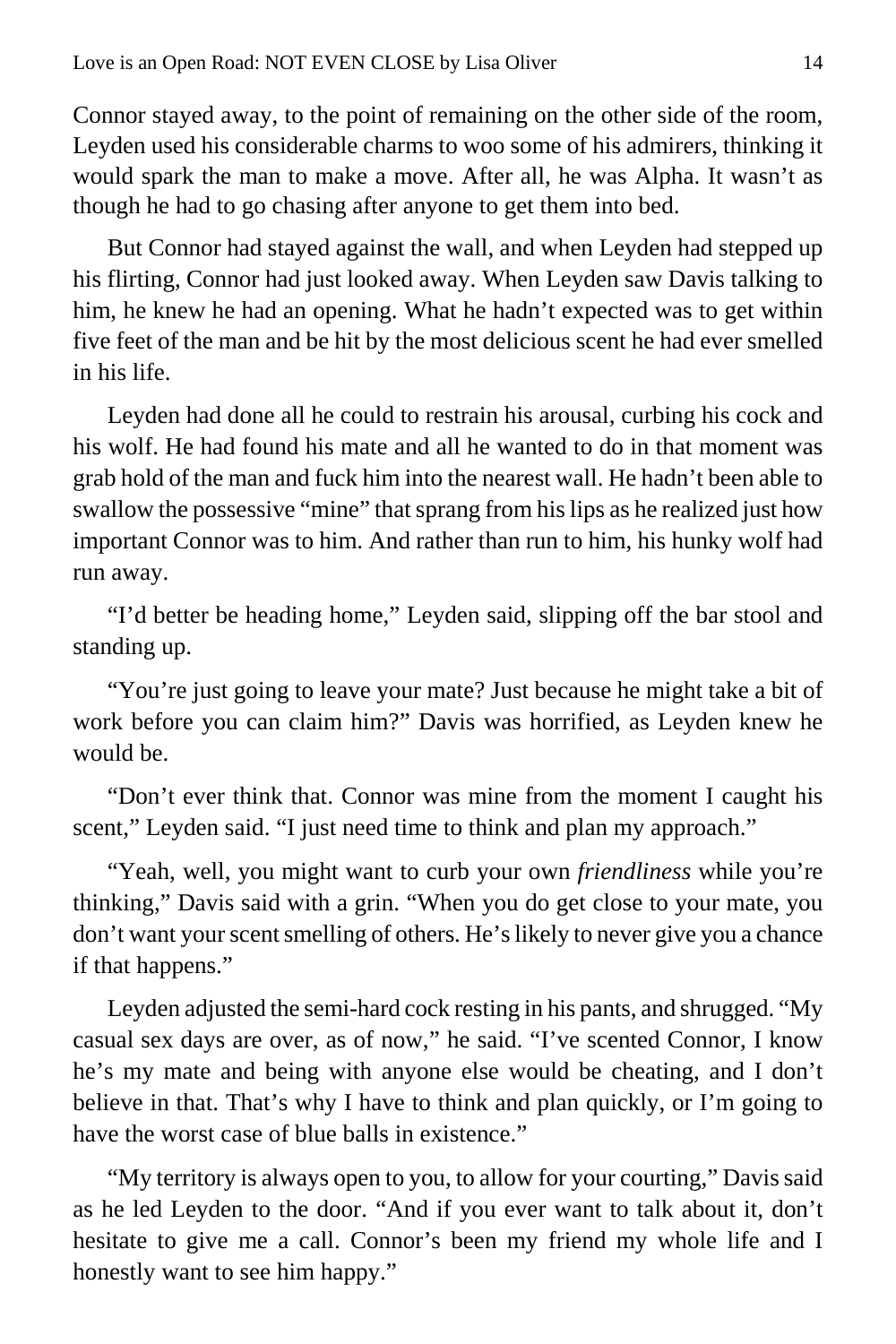Connor stayed away, to the point of remaining on the other side of the room, Leyden used his considerable charms to woo some of his admirers, thinking it would spark the man to make a move. After all, he was Alpha. It wasn't as though he had to go chasing after anyone to get them into bed.

But Connor had stayed against the wall, and when Leyden had stepped up his flirting, Connor had just looked away. When Leyden saw Davis talking to him, he knew he had an opening. What he hadn't expected was to get within five feet of the man and be hit by the most delicious scent he had ever smelled in his life.

Leyden had done all he could to restrain his arousal, curbing his cock and his wolf. He had found his mate and all he wanted to do in that moment was grab hold of the man and fuck him into the nearest wall. He hadn't been able to swallow the possessive "mine" that sprang from his lips as he realized just how important Connor was to him. And rather than run to him, his hunky wolf had run away.

"I'd better be heading home," Leyden said, slipping off the bar stool and standing up.

"You're just going to leave your mate? Just because he might take a bit of work before you can claim him?" Davis was horrified, as Leyden knew he would be.

"Don't ever think that. Connor was mine from the moment I caught his scent," Leyden said. "I just need time to think and plan my approach."

"Yeah, well, you might want to curb your own *friendliness* while you're thinking," Davis said with a grin. "When you do get close to your mate, you don't want your scent smelling of others. He's likely to never give you a chance if that happens."

Leyden adjusted the semi-hard cock resting in his pants, and shrugged. "My casual sex days are over, as of now," he said. "I've scented Connor, I know he's my mate and being with anyone else would be cheating, and I don't believe in that. That's why I have to think and plan quickly, or I'm going to have the worst case of blue balls in existence."

"My territory is always open to you, to allow for your courting," Davis said as he led Leyden to the door. "And if you ever want to talk about it, don't hesitate to give me a call. Connor's been my friend my whole life and I honestly want to see him happy."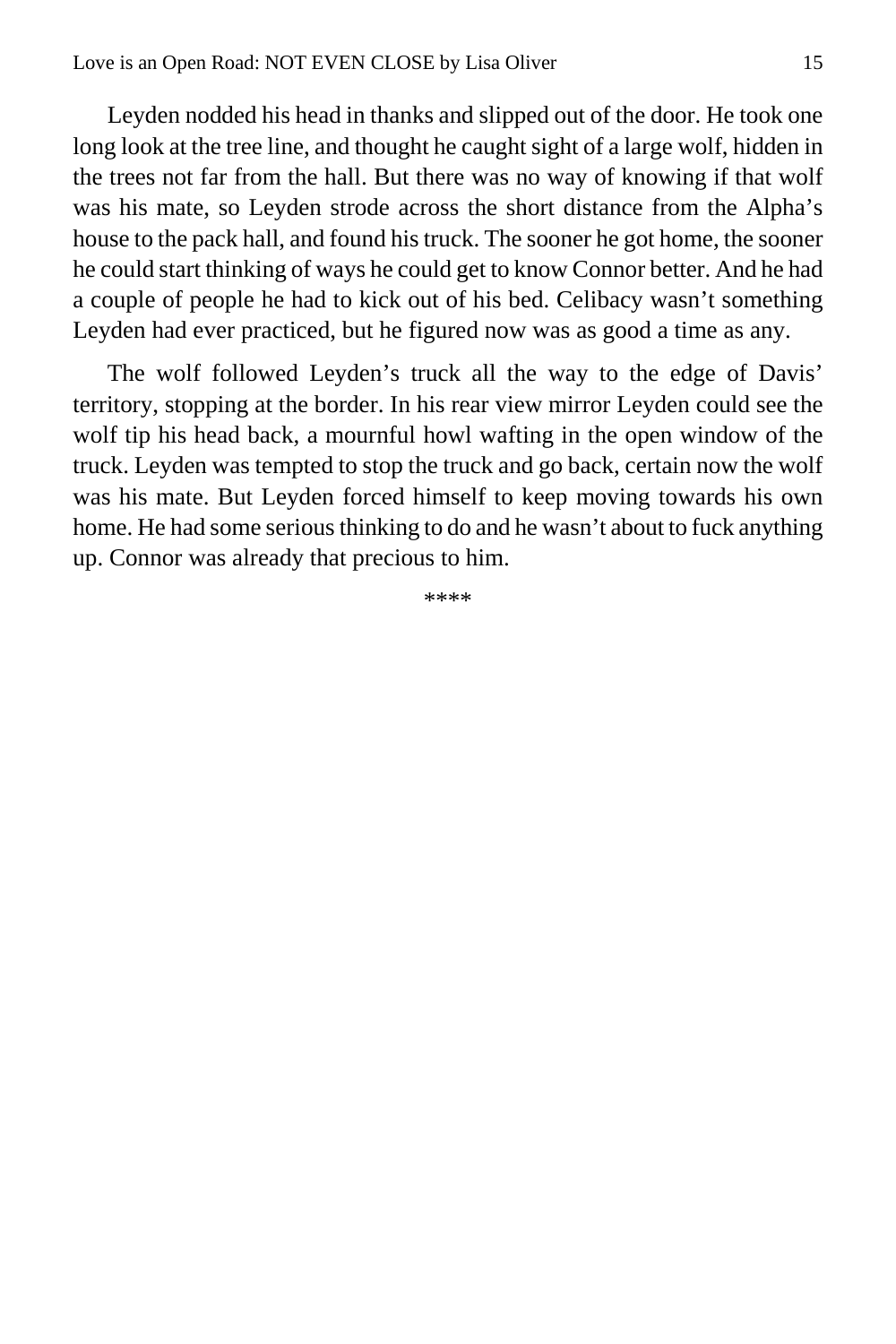Leyden nodded his head in thanks and slipped out of the door. He took one long look at the tree line, and thought he caught sight of a large wolf, hidden in the trees not far from the hall. But there was no way of knowing if that wolf was his mate, so Leyden strode across the short distance from the Alpha's house to the pack hall, and found his truck. The sooner he got home, the sooner he could start thinking of ways he could get to know Connor better. And he had a couple of people he had to kick out of his bed. Celibacy wasn't something Leyden had ever practiced, but he figured now was as good a time as any.

The wolf followed Leyden's truck all the way to the edge of Davis' territory, stopping at the border. In his rear view mirror Leyden could see the wolf tip his head back, a mournful howl wafting in the open window of the truck. Leyden was tempted to stop the truck and go back, certain now the wolf was his mate. But Leyden forced himself to keep moving towards his own home. He had some serious thinking to do and he wasn't about to fuck anything up. Connor was already that precious to him.

****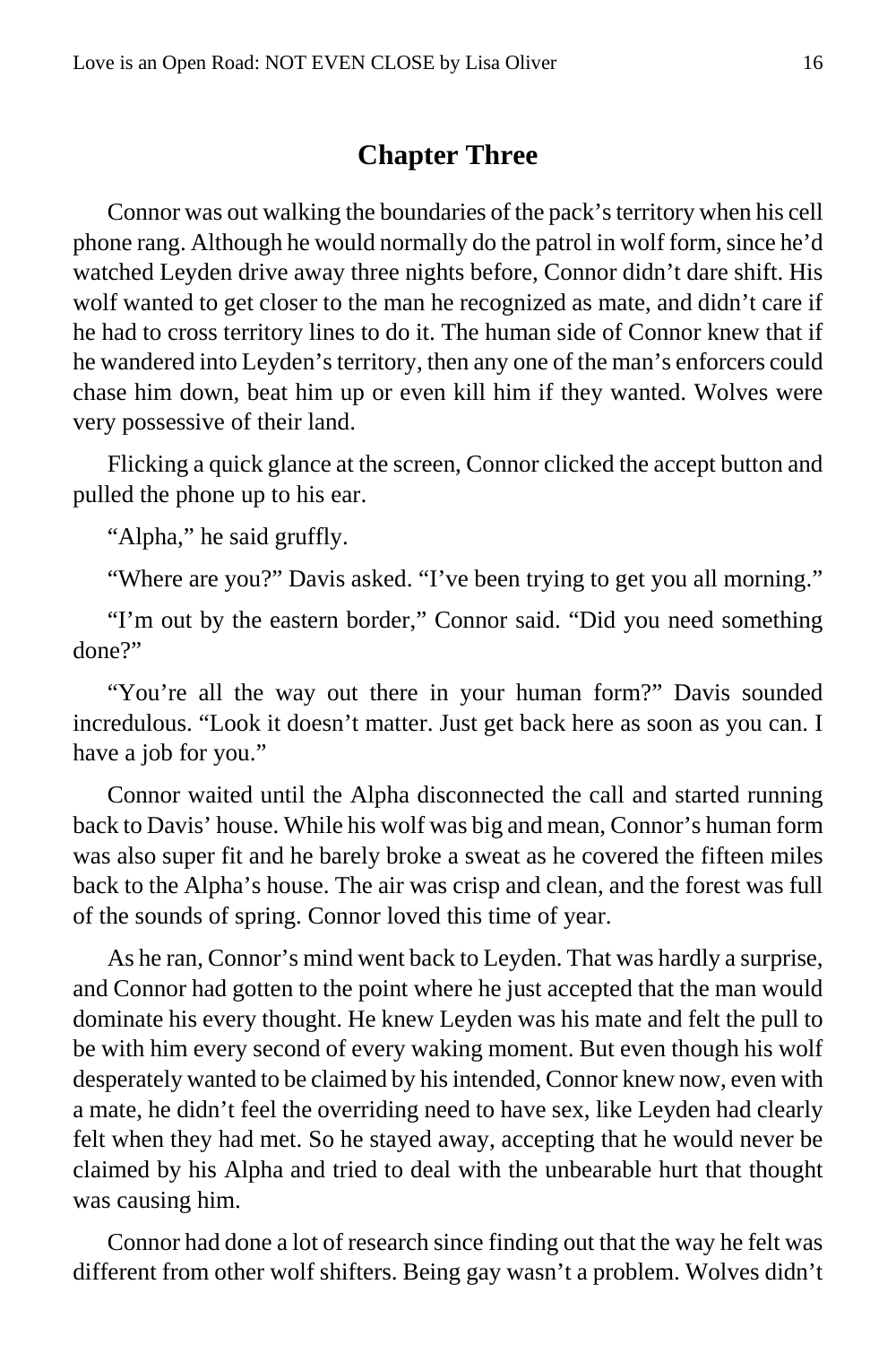## Chapter Three

Connor was out walking the boundaries of the pack's territory when his cell phone rang. Although he would normally do the patrol in wolf form, since he'd watched Leyden drive away three nights before, Connor didn't dare shift. His wolf wanted to get closer to the man he recognized as mate, and didn't care if he had to cross territory lines to do it. The human side of Connor knew that if he wandered into Leyden's territory, then any one of the man's enforcers could chase him down, beat him up or even kill him if they wanted. Wolves were very possessive of their land.

Flicking a quick glance at the screen, Connor clicked the accept button and pulled the phone up to his ear.

"Alpha," he said gruffly.

"Where are you?" Davis asked. "I've been trying to get you all morning."

"I'm out by the eastern border," Connor said. "Did you need something done?"

"You're all the way out there in your human form?" Davis sounded incredulous. "Look it doesn't matter. Just get back here as soon as you can. I have a job for you."

Connor waited until the Alpha disconnected the call and started running back to Davis' house. While his wolf was big and mean, Connor's human form was also super fit and he barely broke a sweat as he covered the fifteen miles back to the Alpha's house. The air was crisp and clean, and the forest was full of the sounds of spring. Connor loved this time of year.

As he ran, Connor's mind went back to Leyden. That was hardly a surprise, and Connor had gotten to the point where he just accepted that the man would dominate his every thought. He knew Leyden was his mate and felt the pull to be with him every second of every waking moment. But even though his wolf desperately wanted to be claimed by his intended, Connor knew now, even with a mate, he didn't feel the overriding need to have sex, like Leyden had clearly felt when they had met. So he stayed away, accepting that he would never be claimed by his Alpha and tried to deal with the unbearable hurt that thought was causing him.

Connor had done a lot of research since finding out that the way he felt was different from other wolf shifters. Being gay wasn't a problem. Wolves didn't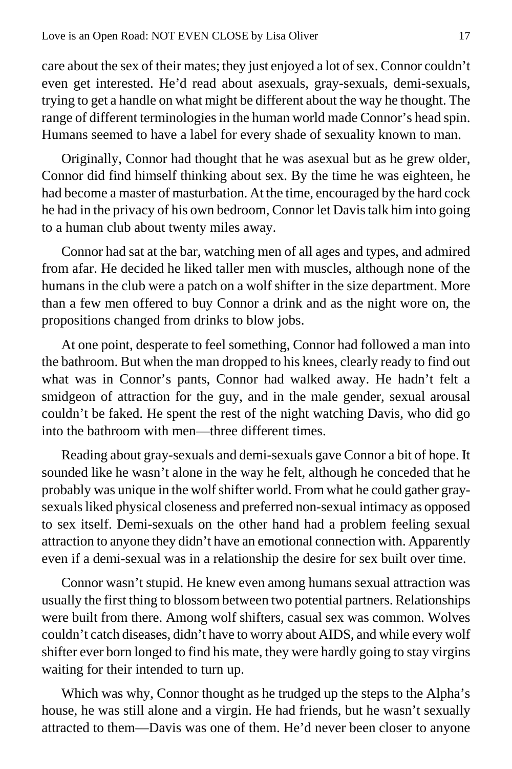care about the sex of their mates; they just enjoyed a lot of sex. Connor couldn't even get interested. He'd read about asexuals, gray-sexuals, demi-sexuals, trying to get a handle on what might be different about the way he thought. The range of different terminologies in the human world made Connor's head spin. Humans seemed to have a label for every shade of sexuality known to man.

Originally, Connor had thought that he was asexual but as he grew older, Connor did find himself thinking about sex. By the time he was eighteen, he had become a master of masturbation. At the time, encouraged by the hard cock he had in the privacy of his own bedroom, Connor let Davis talk him into going to a human club about twenty miles away.

Connor had sat at the bar, watching men of all ages and types, and admired from afar. He decided he liked taller men with muscles, although none of the humans in the club were a patch on a wolf shifter in the size department. More than a few men offered to buy Connor a drink and as the night wore on, the propositions changed from drinks to blow jobs.

At one point, desperate to feel something, Connor had followed a man into the bathroom. But when the man dropped to his knees, clearly ready to find out what was in Connor's pants, Connor had walked away. He hadn't felt a smidgeon of attraction for the guy, and in the male gender, sexual arousal couldn't be faked. He spent the rest of the night watching Davis, who did go into the bathroom with men—three different times.

Reading about gray-sexuals and demi-sexuals gave Connor a bit of hope. It sounded like he wasn't alone in the way he felt, although he conceded that he probably was unique in the wolf shifter world. From what he could gather gray-sexuals liked physical closeness and preferred non-sexual intimacy as opposed to sex itself. Demi-sexuals on the other hand had a problem feeling sexual attraction to anyone they didn't have an emotional connection with. Apparently even if a demi-sexual was in a relationship the desire for sex built over time.

Connor wasn't stupid. He knew even among humans sexual attraction was usually the first thing to blossom between two potential partners. Relationships were built from there. Among wolf shifters, casual sex was common. Wolves couldn't catch diseases, didn't have to worry about AIDS, and while every wolf shifter ever born longed to find his mate, they were hardly going to stay virgins waiting for their intended to turn up.

Which was why, Connor thought as he trudged up the steps to the Alpha's house, he was still alone and a virgin. He had friends, but he wasn't sexually attracted to them—Davis was one of them. He'd never been closer to anyone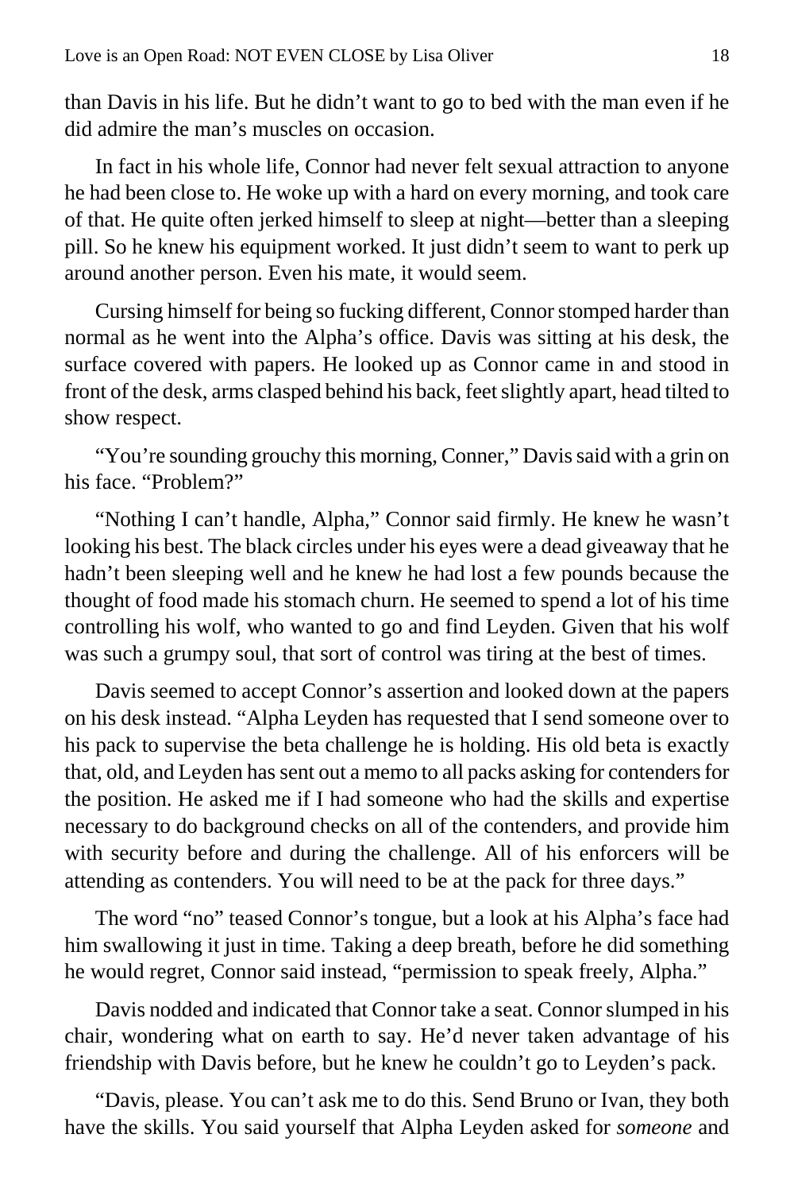than Davis in his life. But he didn't want to go to bed with the man even if he did admire the man's muscles on occasion.

In fact in his whole life, Connor had never felt sexual attraction to anyone he had been close to. He woke up with a hard on every morning, and took care of that. He quite often jerked himself to sleep at night—better than a sleeping pill. So he knew his equipment worked. It just didn't seem to want to perk up around another person. Even his mate, it would seem.

Cursing himself for being so fucking different, Connor stomped harder than normal as he went into the Alpha's office. Davis was sitting at his desk, the surface covered with papers. He looked up as Connor came in and stood in front of the desk, arms clasped behind his back, feet slightly apart, head tilted to show respect.

"You're sounding grouchy this morning, Conner," Davis said with a grin on his face. "Problem?"

"Nothing I can't handle, Alpha," Connor said firmly. He knew he wasn't looking his best. The black circles under his eyes were a dead giveaway that he hadn't been sleeping well and he knew he had lost a few pounds because the thought of food made his stomach churn. He seemed to spend a lot of his time controlling his wolf, who wanted to go and find Leyden. Given that his wolf was such a grumpy soul, that sort of control was tiring at the best of times.

Davis seemed to accept Connor's assertion and looked down at the papers on his desk instead. "Alpha Leyden has requested that I send someone over to his pack to supervise the beta challenge he is holding. His old beta is exactly that, old, and Leyden has sent out a memo to all packs asking for contenders for the position. He asked me if I had someone who had the skills and expertise necessary to do background checks on all of the contenders, and provide him with security before and during the challenge. All of his enforcers will be attending as contenders. You will need to be at the pack for three days."

The word "no" teased Connor's tongue, but a look at his Alpha's face had him swallowing it just in time. Taking a deep breath, before he did something he would regret, Connor said instead, "permission to speak freely, Alpha."

Davis nodded and indicated that Connor take a seat. Connor slumped in his chair, wondering what on earth to say. He'd never taken advantage of his friendship with Davis before, but he knew he couldn't go to Leyden's pack.

"Davis, please. You can't ask me to do this. Send Bruno or Ivan, they both have the skills. You said yourself that Alpha Leyden asked for *someone* and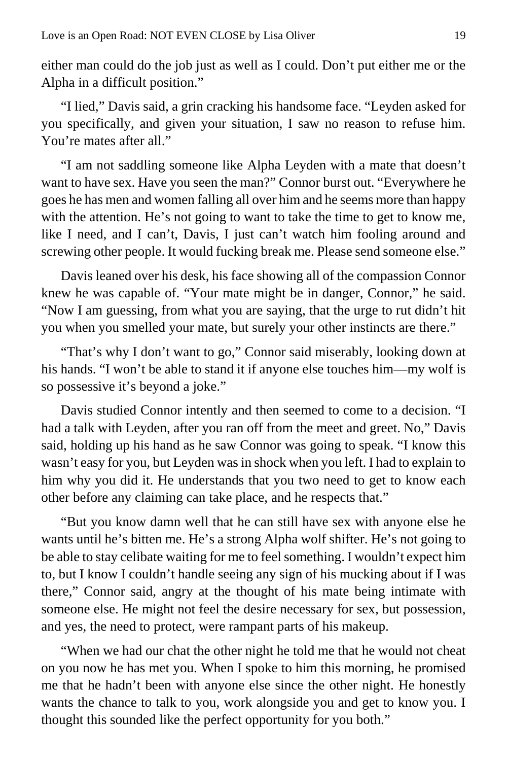either man could do the job just as well as I could. Don't put either me or the Alpha in a difficult position."

"I lied," Davis said, a grin cracking his handsome face. "Leyden asked for you specifically, and given your situation, I saw no reason to refuse him. You're mates after all."

"I am not saddling someone like Alpha Leyden with a mate that doesn't want to have sex. Have you seen the man?" Connor burst out. "Everywhere he goes he has men and women falling all over him and he seems more than happy with the attention. He's not going to want to take the time to get to know me, like I need, and I can't, Davis, I just can't watch him fooling around and screwing other people. It would fucking break me. Please send someone else."

Davis leaned over his desk, his face showing all of the compassion Connor knew he was capable of. "Your mate might be in danger, Connor," he said. "Now I am guessing, from what you are saying, that the urge to rut didn't hit you when you smelled your mate, but surely your other instincts are there."

"That's why I don't want to go," Connor said miserably, looking down at his hands. "I won't be able to stand it if anyone else touches him—my wolf is so possessive it's beyond a joke."

Davis studied Connor intently and then seemed to come to a decision. "I had a talk with Leyden, after you ran off from the meet and greet. No," Davis said, holding up his hand as he saw Connor was going to speak. "I know this wasn't easy for you, but Leyden was in shock when you left. I had to explain to him why you did it. He understands that you two need to get to know each other before any claiming can take place, and he respects that."

"But you know damn well that he can still have sex with anyone else he wants until he's bitten me. He's a strong Alpha wolf shifter. He's not going to be able to stay celibate waiting for me to feel something. I wouldn't expect him to, but I know I couldn't handle seeing any sign of his mucking about if I was there," Connor said, angry at the thought of his mate being intimate with someone else. He might not feel the desire necessary for sex, but possession, and yes, the need to protect, were rampant parts of his makeup.

"When we had our chat the other night he told me that he would not cheat on you now he has met you. When I spoke to him this morning, he promised me that he hadn't been with anyone else since the other night. He honestly wants the chance to talk to you, work alongside you and get to know you. I thought this sounded like the perfect opportunity for you both."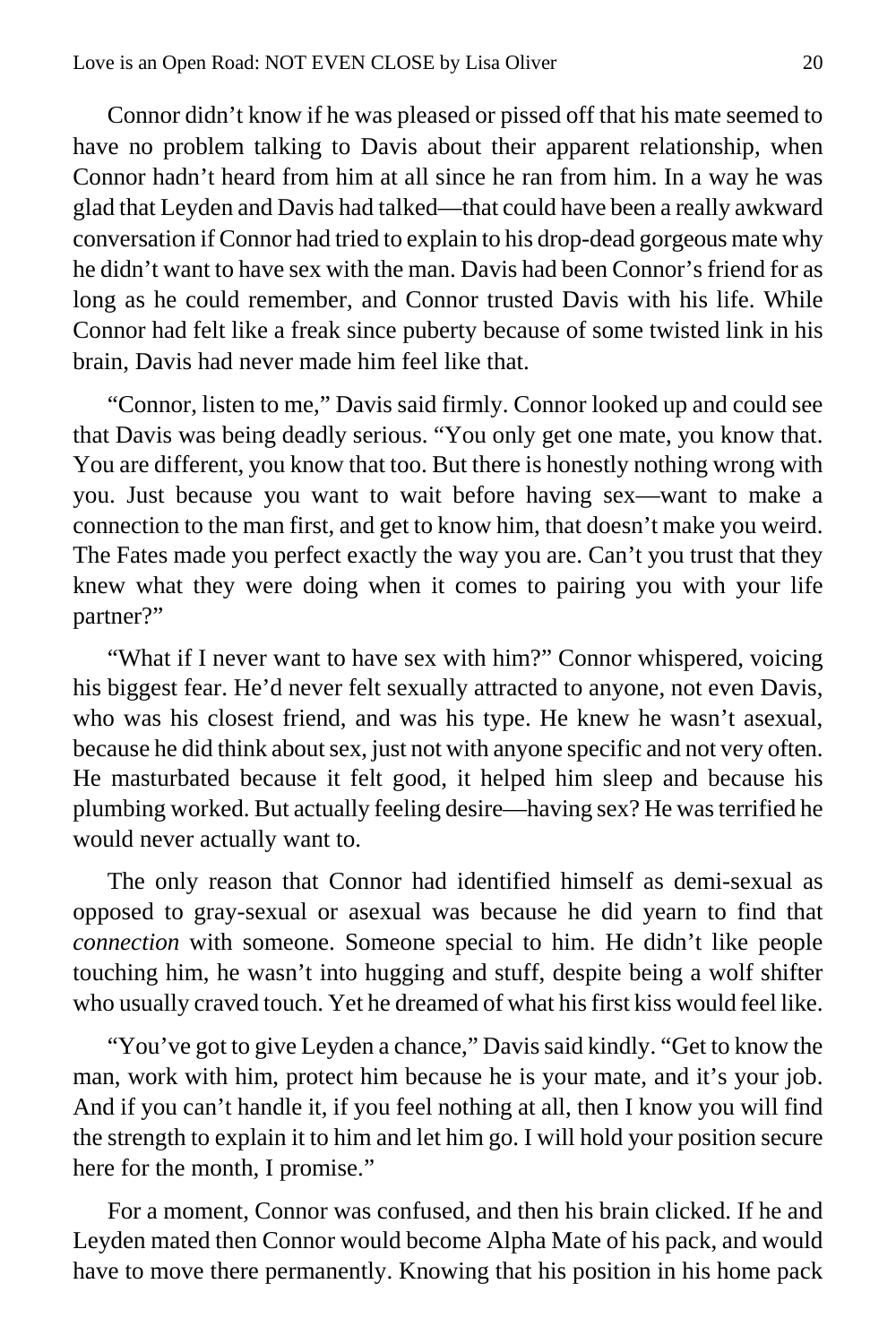Connor didn't know if he was pleased or pissed off that his mate seemed to have no problem talking to Davis about their apparent relationship, when Connor hadn't heard from him at all since he ran from him. In a way he was glad that Leyden and Davis had talked—that could have been a really awkward conversation if Connor had tried to explain to his drop-dead gorgeous mate why he didn't want to have sex with the man. Davis had been Connor's friend for as long as he could remember, and Connor trusted Davis with his life. While Connor had felt like a freak since puberty because of some twisted link in his brain, Davis had never made him feel like that.

"Connor, listen to me," Davis said firmly. Connor looked up and could see that Davis was being deadly serious. "You only get one mate, you know that. You are different, you know that too. But there is honestly nothing wrong with you. Just because you want to wait before having sex—want to make a connection to the man first, and get to know him, that doesn't make you weird. The Fates made you perfect exactly the way you are. Can't you trust that they knew what they were doing when it comes to pairing you with your life partner?"

"What if I never want to have sex with him?" Connor whispered, voicing his biggest fear. He'd never felt sexually attracted to anyone, not even Davis, who was his closest friend, and was his type. He knew he wasn't asexual, because he did think about sex, just not with anyone specific and not very often. He masturbated because it felt good, it helped him sleep and because his plumbing worked. But actually feeling desire—having sex? He was terrified he would never actually want to.

The only reason that Connor had identified himself as demi-sexual as opposed to gray-sexual or asexual was because he did yearn to find that *connection* with someone. Someone special to him. He didn't like people touching him, he wasn't into hugging and stuff, despite being a wolf shifter who usually craved touch. Yet he dreamed of what his first kiss would feel like.

"You've got to give Leyden a chance," Davis said kindly. "Get to know the man, work with him, protect him because he is your mate, and it's your job. And if you can't handle it, if you feel nothing at all, then I know you will find the strength to explain it to him and let him go. I will hold your position secure here for the month, I promise."

For a moment, Connor was confused, and then his brain clicked. If he and Leyden mated then Connor would become Alpha Mate of his pack, and would have to move there permanently. Knowing that his position in his home pack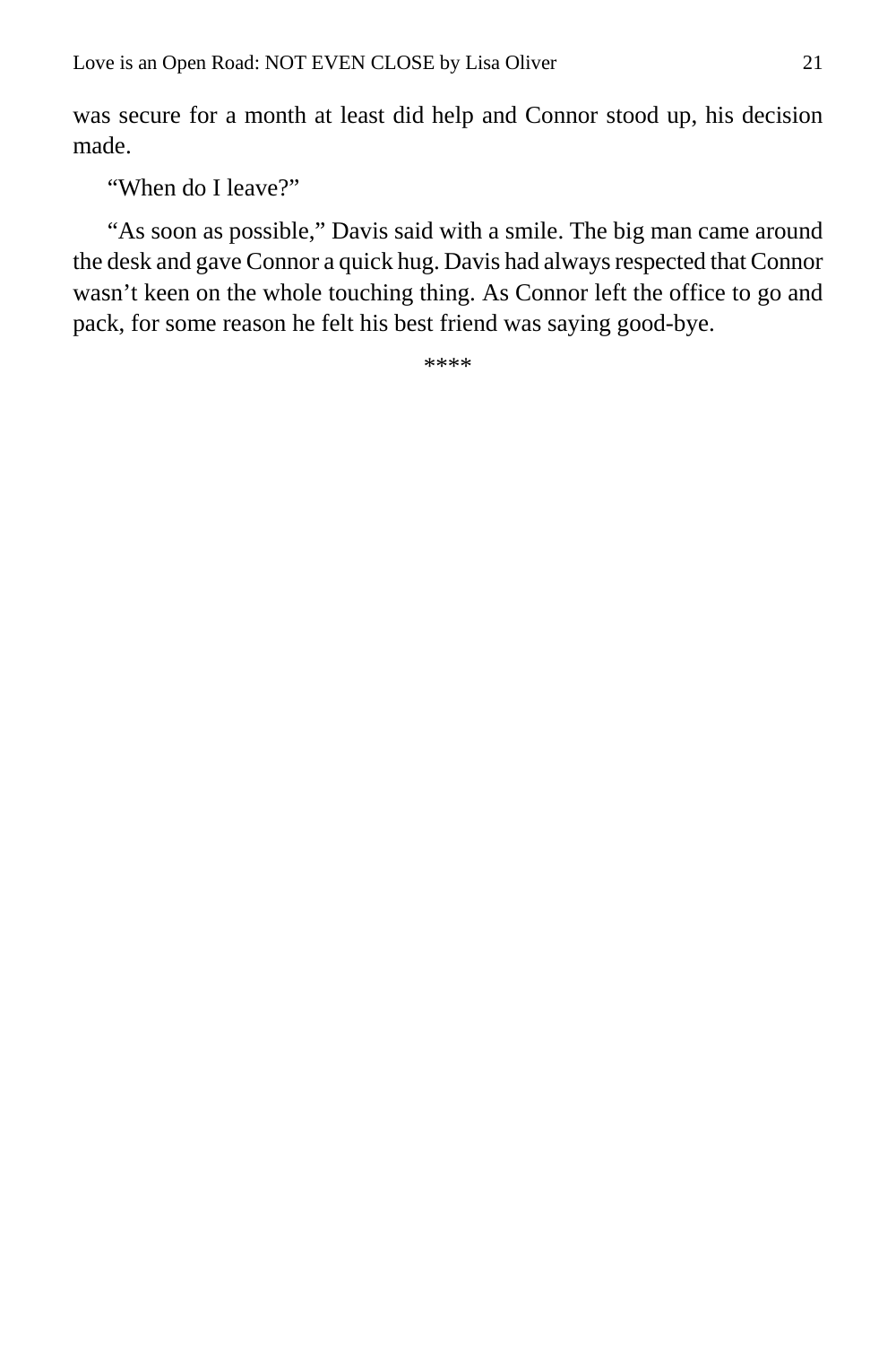was secure for a month at least did help and Connor stood up, his decision made.

"When do I leave?"

"As soon as possible," Davis said with a smile. The big man came around the desk and gave Connor a quick hug. Davis had always respected that Connor wasn't keen on the whole touching thing. As Connor left the office to go and pack, for some reason he felt his best friend was saying good-bye.

****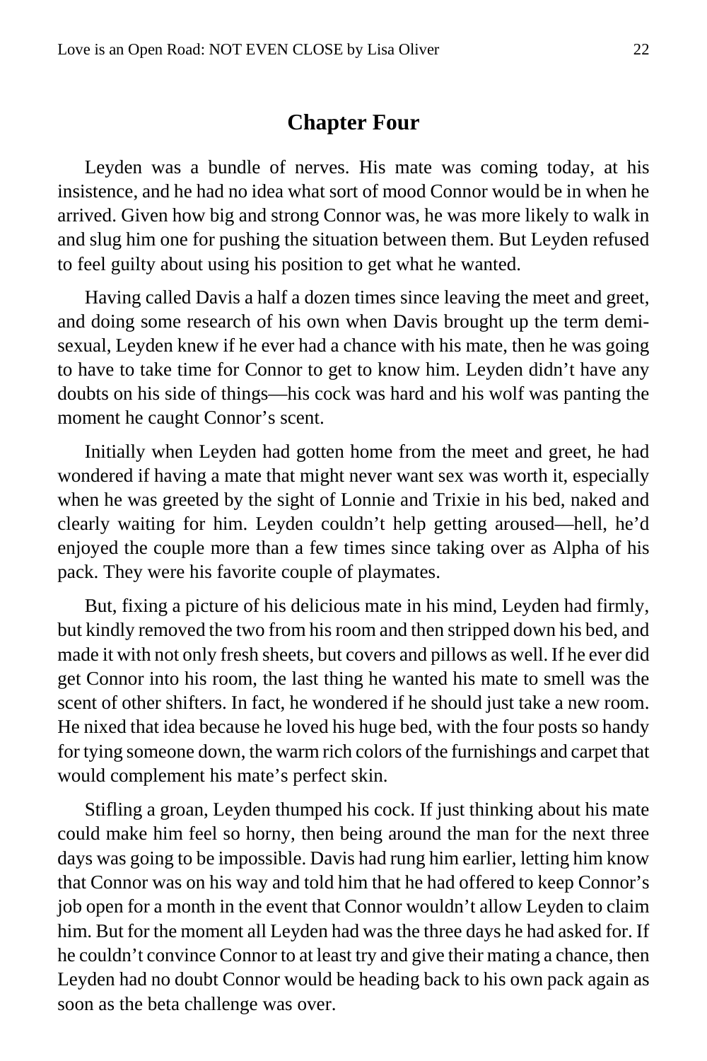## Chapter Four

Leyden was a bundle of nerves. His mate was coming today, at his insistence, and he had no idea what sort of mood Connor would be in when he arrived. Given how big and strong Connor was, he was more likely to walk in and slug him one for pushing the situation between them. But Leyden refused to feel guilty about using his position to get what he wanted.

Having called Davis a half a dozen times since leaving the meet and greet, and doing some research of his own when Davis brought up the term demi-sexual, Leyden knew if he ever had a chance with his mate, then he was going to have to take time for Connor to get to know him. Leyden didn't have any doubts on his side of things—his cock was hard and his wolf was panting the moment he caught Connor's scent.

Initially when Leyden had gotten home from the meet and greet, he had wondered if having a mate that might never want sex was worth it, especially when he was greeted by the sight of Lonnie and Trixie in his bed, naked and clearly waiting for him. Leyden couldn't help getting aroused—hell, he'd enjoyed the couple more than a few times since taking over as Alpha of his pack. They were his favorite couple of playmates.

But, fixing a picture of his delicious mate in his mind, Leyden had firmly, but kindly removed the two from his room and then stripped down his bed, and made it with not only fresh sheets, but covers and pillows as well. If he ever did get Connor into his room, the last thing he wanted his mate to smell was the scent of other shifters. In fact, he wondered if he should just take a new room. He nixed that idea because he loved his huge bed, with the four posts so handy for tying someone down, the warm rich colors of the furnishings and carpet that would complement his mate's perfect skin.

Stifling a groan, Leyden thumped his cock. If just thinking about his mate could make him feel so horny, then being around the man for the next three days was going to be impossible. Davis had rung him earlier, letting him know that Connor was on his way and told him that he had offered to keep Connor's job open for a month in the event that Connor wouldn't allow Leyden to claim him. But for the moment all Leyden had was the three days he had asked for. If he couldn't convince Connor to at least try and give their mating a chance, then Leyden had no doubt Connor would be heading back to his own pack again as soon as the beta challenge was over.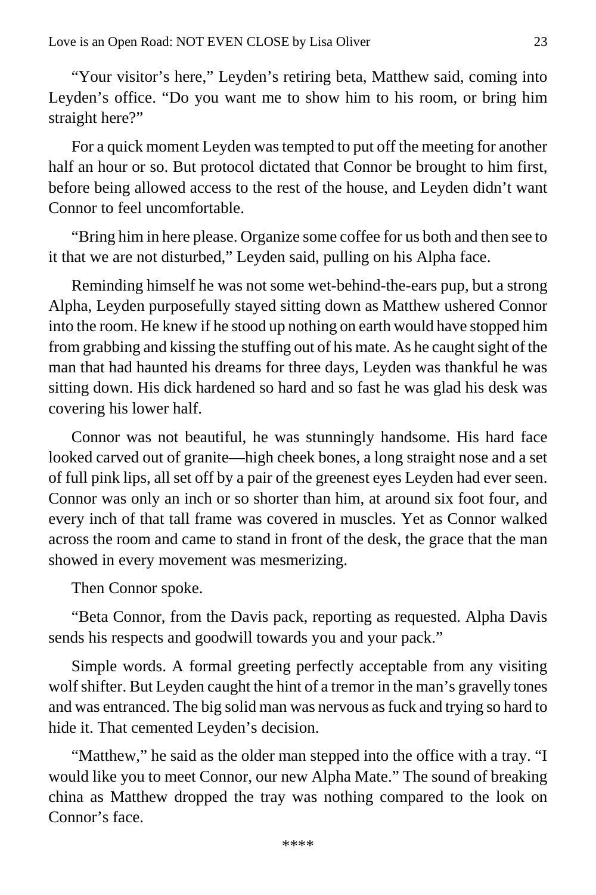"Your visitor's here," Leyden's retiring beta, Matthew said, coming into Leyden's office. "Do you want me to show him to his room, or bring him straight here?"

For a quick moment Leyden was tempted to put off the meeting for another half an hour or so. But protocol dictated that Connor be brought to him first, before being allowed access to the rest of the house, and Leyden didn't want Connor to feel uncomfortable.

"Bring him in here please. Organize some coffee for us both and then see to it that we are not disturbed," Leyden said, pulling on his Alpha face.

Reminding himself he was not some wet-behind-the-ears pup, but a strong Alpha, Leyden purposefully stayed sitting down as Matthew ushered Connor into the room. He knew if he stood up nothing on earth would have stopped him from grabbing and kissing the stuffing out of his mate. As he caught sight of the man that had haunted his dreams for three days, Leyden was thankful he was sitting down. His dick hardened so hard and so fast he was glad his desk was covering his lower half.

Connor was not beautiful, he was stunningly handsome. His hard face looked carved out of granite—high cheek bones, a long straight nose and a set of full pink lips, all set off by a pair of the greenest eyes Leyden had ever seen. Connor was only an inch or so shorter than him, at around six foot four, and every inch of that tall frame was covered in muscles. Yet as Connor walked across the room and came to stand in front of the desk, the grace that the man showed in every movement was mesmerizing.

Then Connor spoke.

"Beta Connor, from the Davis pack, reporting as requested. Alpha Davis sends his respects and goodwill towards you and your pack."

Simple words. A formal greeting perfectly acceptable from any visiting wolf shifter. But Leyden caught the hint of a tremor in the man's gravelly tones and was entranced. The big solid man was nervous as fuck and trying so hard to hide it. That cemented Leyden's decision.

"Matthew," he said as the older man stepped into the office with a tray. "I would like you to meet Connor, our new Alpha Mate." The sound of breaking china as Matthew dropped the tray was nothing compared to the look on Connor's face.

****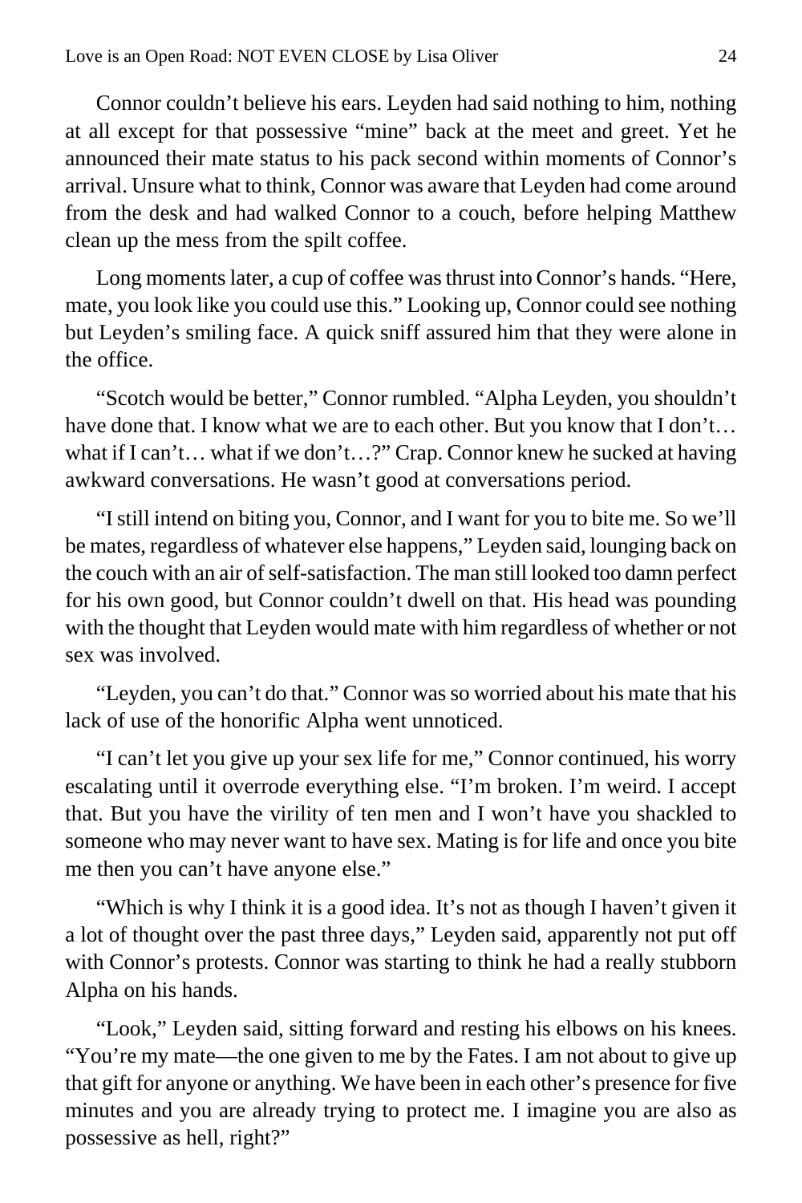Connor couldn't believe his ears. Leyden had said nothing to him, nothing at all except for that possessive "mine" back at the meet and greet. Yet he announced their mate status to his pack second within moments of Connor's arrival. Unsure what to think, Connor was aware that Leyden had come around from the desk and had walked Connor to a couch, before helping Matthew clean up the mess from the spilt coffee.

Long moments later, a cup of coffee was thrust into Connor's hands. "Here, mate, you look like you could use this." Looking up, Connor could see nothing but Leyden's smiling face. A quick sniff assured him that they were alone in the office.

"Scotch would be better," Connor rumbled. "Alpha Leyden, you shouldn't have done that. I know what we are to each other. But you know that I don't… what if I can't… what if we don't…?" Crap. Connor knew he sucked at having awkward conversations. He wasn't good at conversations period.

"I still intend on biting you, Connor, and I want for you to bite me. So we'll be mates, regardless of whatever else happens," Leyden said, lounging back on the couch with an air of self-satisfaction. The man still looked too damn perfect for his own good, but Connor couldn't dwell on that. His head was pounding with the thought that Leyden would mate with him regardless of whether or not sex was involved.

"Leyden, you can't do that." Connor was so worried about his mate that his lack of use of the honorific Alpha went unnoticed.

"I can't let you give up your sex life for me," Connor continued, his worry escalating until it overrode everything else. "I'm broken. I'm weird. I accept that. But you have the virility of ten men and I won't have you shackled to someone who may never want to have sex. Mating is for life and once you bite me then you can't have anyone else."

"Which is why I think it is a good idea. It's not as though I haven't given it a lot of thought over the past three days," Leyden said, apparently not put off with Connor's protests. Connor was starting to think he had a really stubborn Alpha on his hands.

"Look," Leyden said, sitting forward and resting his elbows on his knees. "You're my mate—the one given to me by the Fates. I am not about to give up that gift for anyone or anything. We have been in each other's presence for five minutes and you are already trying to protect me. I imagine you are also as possessive as hell, right?"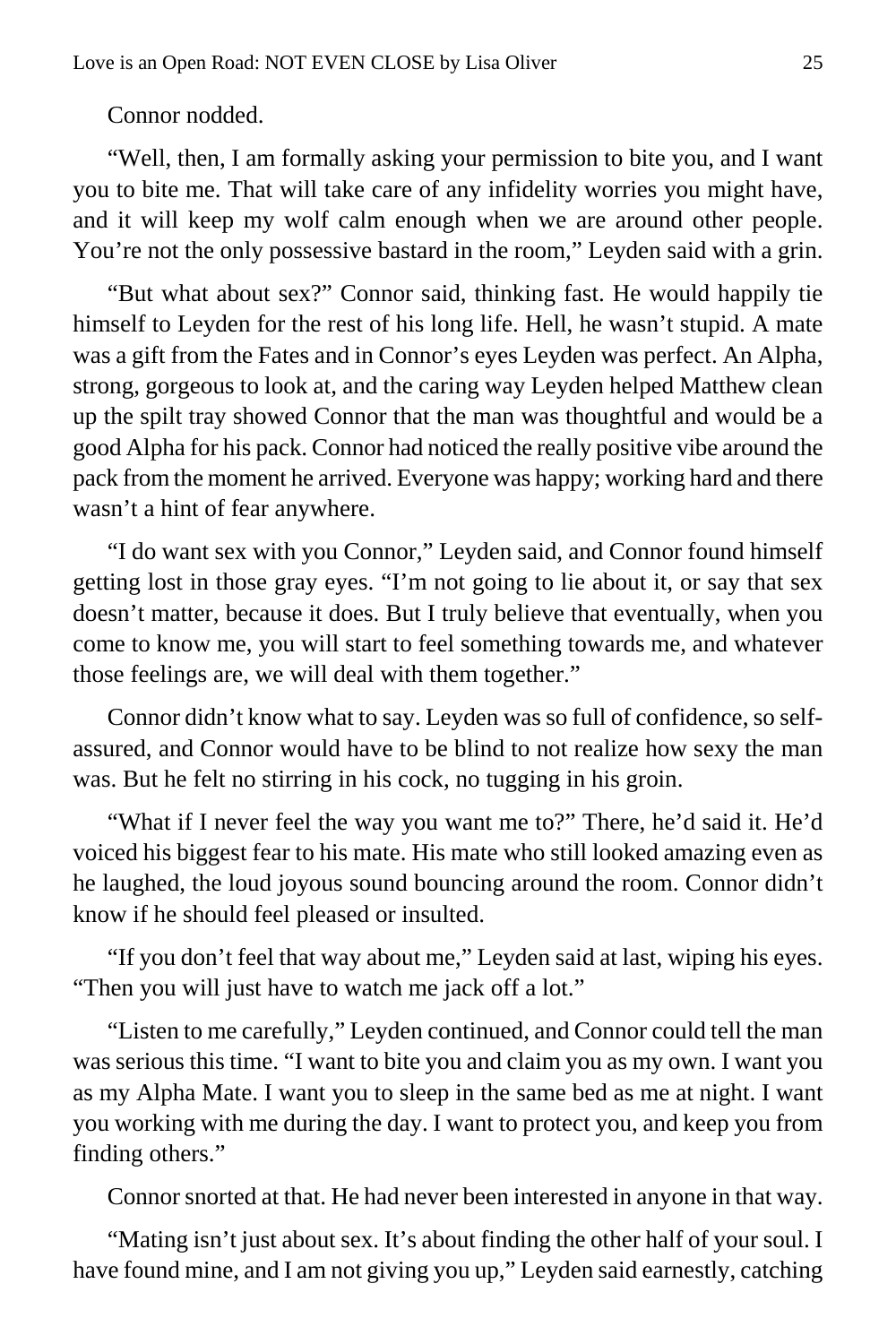Connor nodded.

"Well, then, I am formally asking your permission to bite you, and I want you to bite me. That will take care of any infidelity worries you might have, and it will keep my wolf calm enough when we are around other people. You're not the only possessive bastard in the room," Leyden said with a grin.

"But what about sex?" Connor said, thinking fast. He would happily tie himself to Leyden for the rest of his long life. Hell, he wasn't stupid. A mate was a gift from the Fates and in Connor's eyes Leyden was perfect. An Alpha, strong, gorgeous to look at, and the caring way Leyden helped Matthew clean up the spilt tray showed Connor that the man was thoughtful and would be a good Alpha for his pack. Connor had noticed the really positive vibe around the pack from the moment he arrived. Everyone was happy; working hard and there wasn't a hint of fear anywhere.

"I do want sex with you Connor," Leyden said, and Connor found himself getting lost in those gray eyes. "I'm not going to lie about it, or say that sex doesn't matter, because it does. But I truly believe that eventually, when you come to know me, you will start to feel something towards me, and whatever those feelings are, we will deal with them together."

Connor didn't know what to say. Leyden was so full of confidence, so self-assured, and Connor would have to be blind to not realize how sexy the man was. But he felt no stirring in his cock, no tugging in his groin.

"What if I never feel the way you want me to?" There, he'd said it. He'd voiced his biggest fear to his mate. His mate who still looked amazing even as he laughed, the loud joyous sound bouncing around the room. Connor didn't know if he should feel pleased or insulted.

"If you don't feel that way about me," Leyden said at last, wiping his eyes. "Then you will just have to watch me jack off a lot."

"Listen to me carefully," Leyden continued, and Connor could tell the man was serious this time. "I want to bite you and claim you as my own. I want you as my Alpha Mate. I want you to sleep in the same bed as me at night. I want you working with me during the day. I want to protect you, and keep you from finding others."

Connor snorted at that. He had never been interested in anyone in that way.

"Mating isn't just about sex. It's about finding the other half of your soul. I have found mine, and I am not giving you up," Leyden said earnestly, catching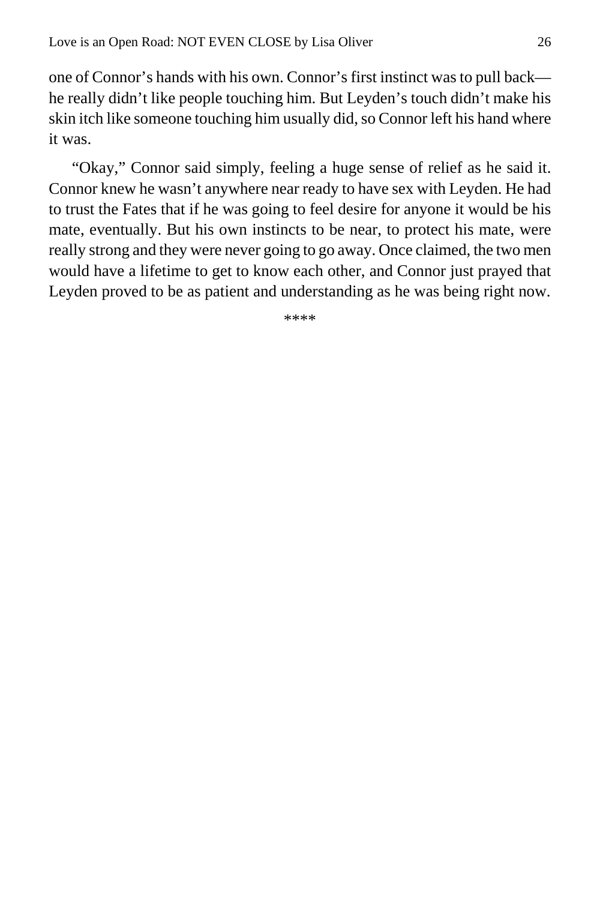one of Connor's hands with his own. Connor's first instinct was to pull back—he really didn't like people touching him. But Leyden's touch didn't make his skin itch like someone touching him usually did, so Connor left his hand where it was.

"Okay," Connor said simply, feeling a huge sense of relief as he said it. Connor knew he wasn't anywhere near ready to have sex with Leyden. He had to trust the Fates that if he was going to feel desire for anyone it would be his mate, eventually. But his own instincts to be near, to protect his mate, were really strong and they were never going to go away. Once claimed, the two men would have a lifetime to get to know each other, and Connor just prayed that Leyden proved to be as patient and understanding as he was being right now.

****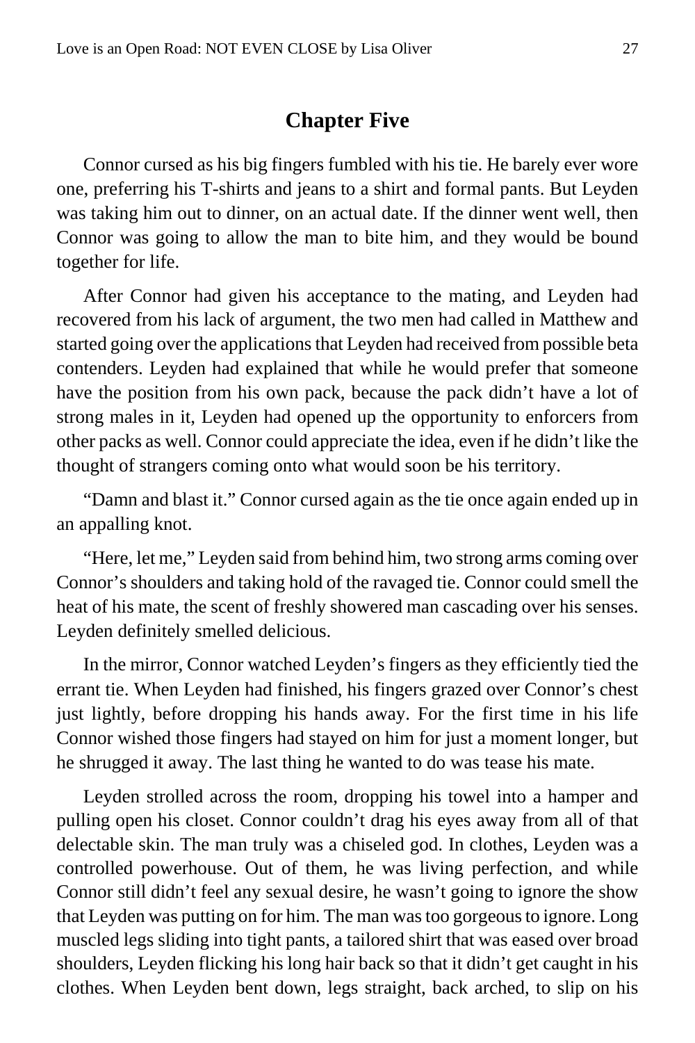## Chapter Five

Connor cursed as his big fingers fumbled with his tie. He barely ever wore one, preferring his T-shirts and jeans to a shirt and formal pants. But Leyden was taking him out to dinner, on an actual date. If the dinner went well, then Connor was going to allow the man to bite him, and they would be bound together for life.

After Connor had given his acceptance to the mating, and Leyden had recovered from his lack of argument, the two men had called in Matthew and started going over the applications that Leyden had received from possible beta contenders. Leyden had explained that while he would prefer that someone have the position from his own pack, because the pack didn't have a lot of strong males in it, Leyden had opened up the opportunity to enforcers from other packs as well. Connor could appreciate the idea, even if he didn't like the thought of strangers coming onto what would soon be his territory.

"Damn and blast it." Connor cursed again as the tie once again ended up in an appalling knot.

"Here, let me," Leyden said from behind him, two strong arms coming over Connor's shoulders and taking hold of the ravaged tie. Connor could smell the heat of his mate, the scent of freshly showered man cascading over his senses. Leyden definitely smelled delicious.

In the mirror, Connor watched Leyden's fingers as they efficiently tied the errant tie. When Leyden had finished, his fingers grazed over Connor's chest just lightly, before dropping his hands away. For the first time in his life Connor wished those fingers had stayed on him for just a moment longer, but he shrugged it away. The last thing he wanted to do was tease his mate.

Leyden strolled across the room, dropping his towel into a hamper and pulling open his closet. Connor couldn't drag his eyes away from all of that delectable skin. The man truly was a chiseled god. In clothes, Leyden was a controlled powerhouse. Out of them, he was living perfection, and while Connor still didn't feel any sexual desire, he wasn't going to ignore the show that Leyden was putting on for him. The man was too gorgeous to ignore. Long muscled legs sliding into tight pants, a tailored shirt that was eased over broad shoulders, Leyden flicking his long hair back so that it didn't get caught in his clothes. When Leyden bent down, legs straight, back arched, to slip on his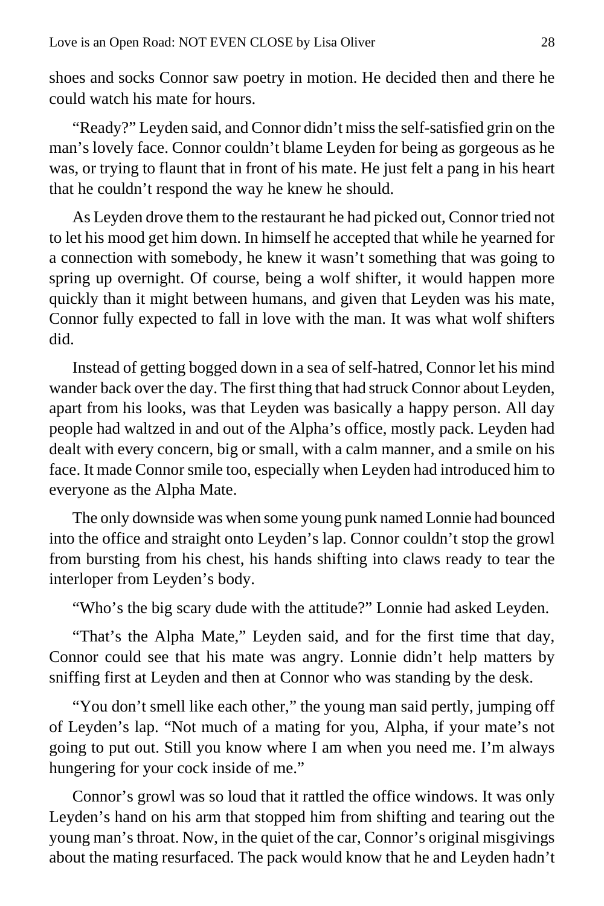shoes and socks Connor saw poetry in motion. He decided then and there he could watch his mate for hours.

"Ready?" Leyden said, and Connor didn't miss the self-satisfied grin on the man's lovely face. Connor couldn't blame Leyden for being as gorgeous as he was, or trying to flaunt that in front of his mate. He just felt a pang in his heart that he couldn't respond the way he knew he should.

As Leyden drove them to the restaurant he had picked out, Connor tried not to let his mood get him down. In himself he accepted that while he yearned for a connection with somebody, he knew it wasn't something that was going to spring up overnight. Of course, being a wolf shifter, it would happen more quickly than it might between humans, and given that Leyden was his mate, Connor fully expected to fall in love with the man. It was what wolf shifters did.

Instead of getting bogged down in a sea of self-hatred, Connor let his mind wander back over the day. The first thing that had struck Connor about Leyden, apart from his looks, was that Leyden was basically a happy person. All day people had waltzed in and out of the Alpha's office, mostly pack. Leyden had dealt with every concern, big or small, with a calm manner, and a smile on his face. It made Connor smile too, especially when Leyden had introduced him to everyone as the Alpha Mate.

The only downside was when some young punk named Lonnie had bounced into the office and straight onto Leyden's lap. Connor couldn't stop the growl from bursting from his chest, his hands shifting into claws ready to tear the interloper from Leyden's body.

"Who's the big scary dude with the attitude?" Lonnie had asked Leyden.

"That's the Alpha Mate," Leyden said, and for the first time that day, Connor could see that his mate was angry. Lonnie didn't help matters by sniffing first at Leyden and then at Connor who was standing by the desk.

"You don't smell like each other," the young man said pertly, jumping off of Leyden's lap. "Not much of a mating for you, Alpha, if your mate's not going to put out. Still you know where I am when you need me. I'm always hungering for your cock inside of me."

Connor's growl was so loud that it rattled the office windows. It was only Leyden's hand on his arm that stopped him from shifting and tearing out the young man's throat. Now, in the quiet of the car, Connor's original misgivings about the mating resurfaced. The pack would know that he and Leyden hadn't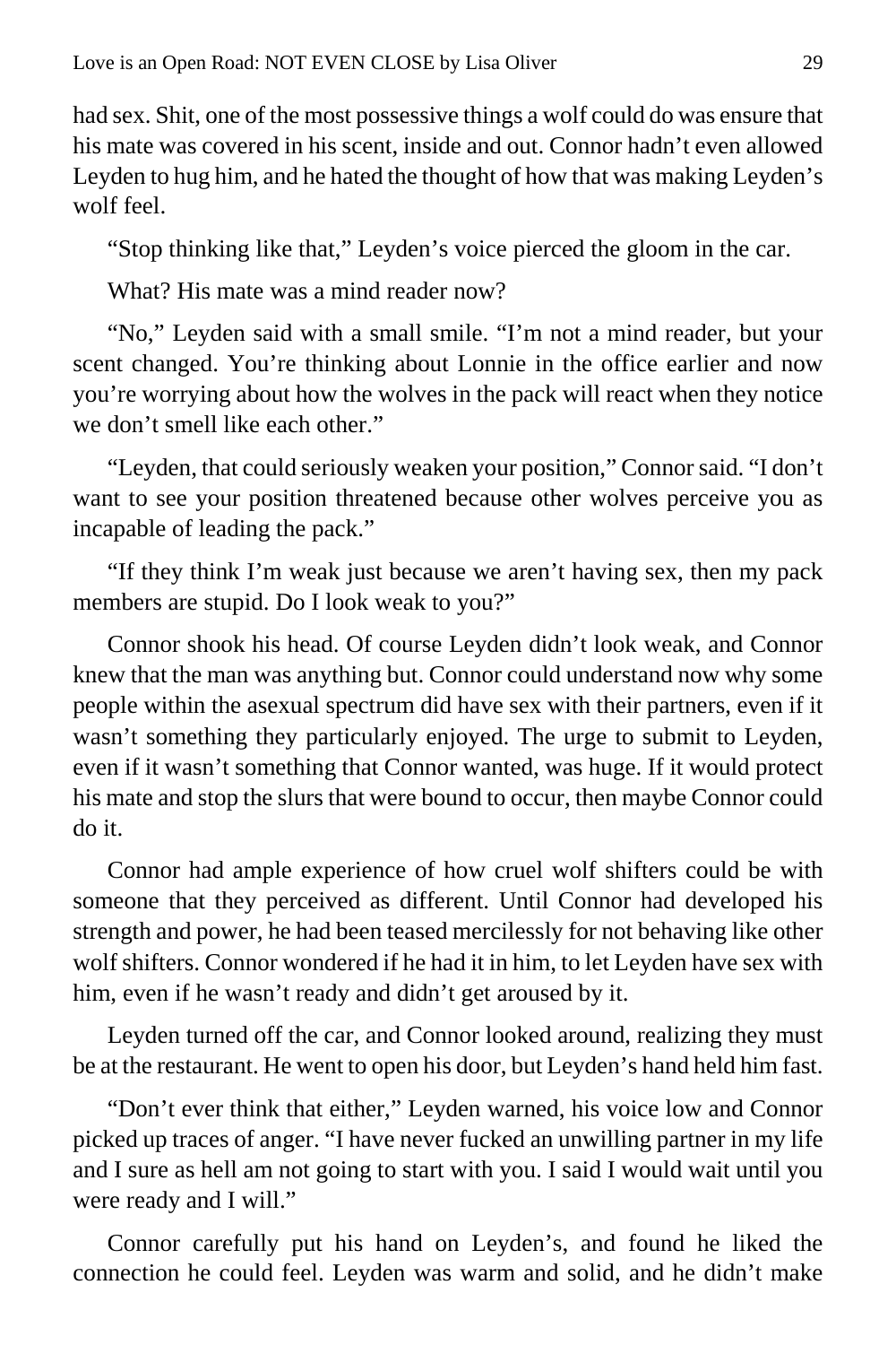had sex. Shit, one of the most possessive things a wolf could do was ensure that his mate was covered in his scent, inside and out. Connor hadn't even allowed Leyden to hug him, and he hated the thought of how that was making Leyden's wolf feel.

"Stop thinking like that," Leyden's voice pierced the gloom in the car.

What? His mate was a mind reader now?

"No," Leyden said with a small smile. "I'm not a mind reader, but your scent changed. You're thinking about Lonnie in the office earlier and now you're worrying about how the wolves in the pack will react when they notice we don't smell like each other."

"Leyden, that could seriously weaken your position," Connor said. "I don't want to see your position threatened because other wolves perceive you as incapable of leading the pack."

"If they think I'm weak just because we aren't having sex, then my pack members are stupid. Do I look weak to you?"

Connor shook his head. Of course Leyden didn't look weak, and Connor knew that the man was anything but. Connor could understand now why some people within the asexual spectrum did have sex with their partners, even if it wasn't something they particularly enjoyed. The urge to submit to Leyden, even if it wasn't something that Connor wanted, was huge. If it would protect his mate and stop the slurs that were bound to occur, then maybe Connor could do it.

Connor had ample experience of how cruel wolf shifters could be with someone that they perceived as different. Until Connor had developed his strength and power, he had been teased mercilessly for not behaving like other wolf shifters. Connor wondered if he had it in him, to let Leyden have sex with him, even if he wasn't ready and didn't get aroused by it.

Leyden turned off the car, and Connor looked around, realizing they must be at the restaurant. He went to open his door, but Leyden's hand held him fast.

"Don't ever think that either," Leyden warned, his voice low and Connor picked up traces of anger. "I have never fucked an unwilling partner in my life and I sure as hell am not going to start with you. I said I would wait until you were ready and I will."

Connor carefully put his hand on Leyden's, and found he liked the connection he could feel. Leyden was warm and solid, and he didn't make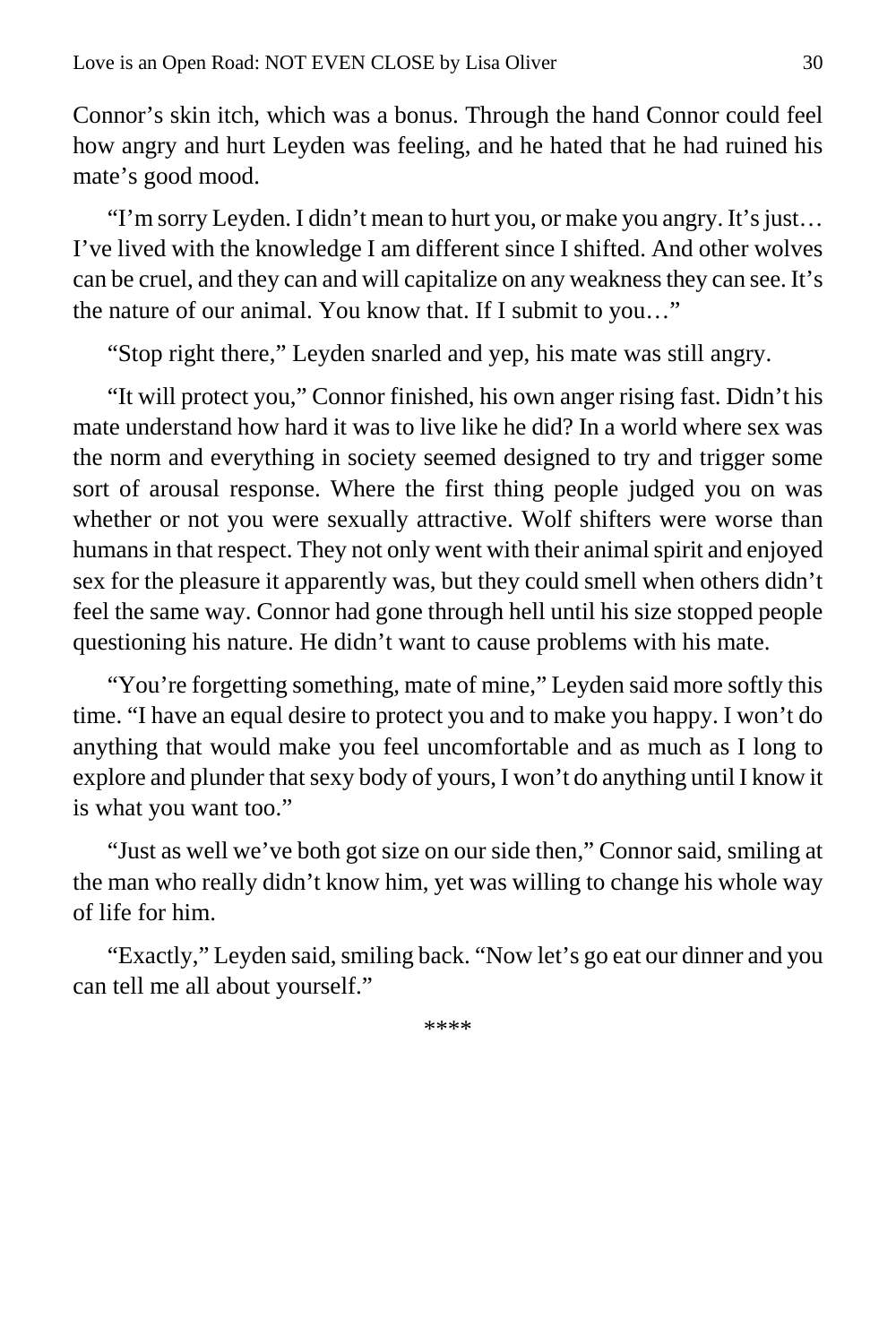Connor's skin itch, which was a bonus. Through the hand Connor could feel how angry and hurt Leyden was feeling, and he hated that he had ruined his mate's good mood.

"I'm sorry Leyden. I didn't mean to hurt you, or make you angry. It's just… I've lived with the knowledge I am different since I shifted. And other wolves can be cruel, and they can and will capitalize on any weakness they can see. It's the nature of our animal. You know that. If I submit to you…"

"Stop right there," Leyden snarled and yep, his mate was still angry.

"It will protect you," Connor finished, his own anger rising fast. Didn't his mate understand how hard it was to live like he did? In a world where sex was the norm and everything in society seemed designed to try and trigger some sort of arousal response. Where the first thing people judged you on was whether or not you were sexually attractive. Wolf shifters were worse than humans in that respect. They not only went with their animal spirit and enjoyed sex for the pleasure it apparently was, but they could smell when others didn't feel the same way. Connor had gone through hell until his size stopped people questioning his nature. He didn't want to cause problems with his mate.

"You're forgetting something, mate of mine," Leyden said more softly this time. "I have an equal desire to protect you and to make you happy. I won't do anything that would make you feel uncomfortable and as much as I long to explore and plunder that sexy body of yours, I won't do anything until I know it is what you want too."

"Just as well we've both got size on our side then," Connor said, smiling at the man who really didn't know him, yet was willing to change his whole way of life for him.

"Exactly," Leyden said, smiling back. "Now let's go eat our dinner and you can tell me all about yourself."

****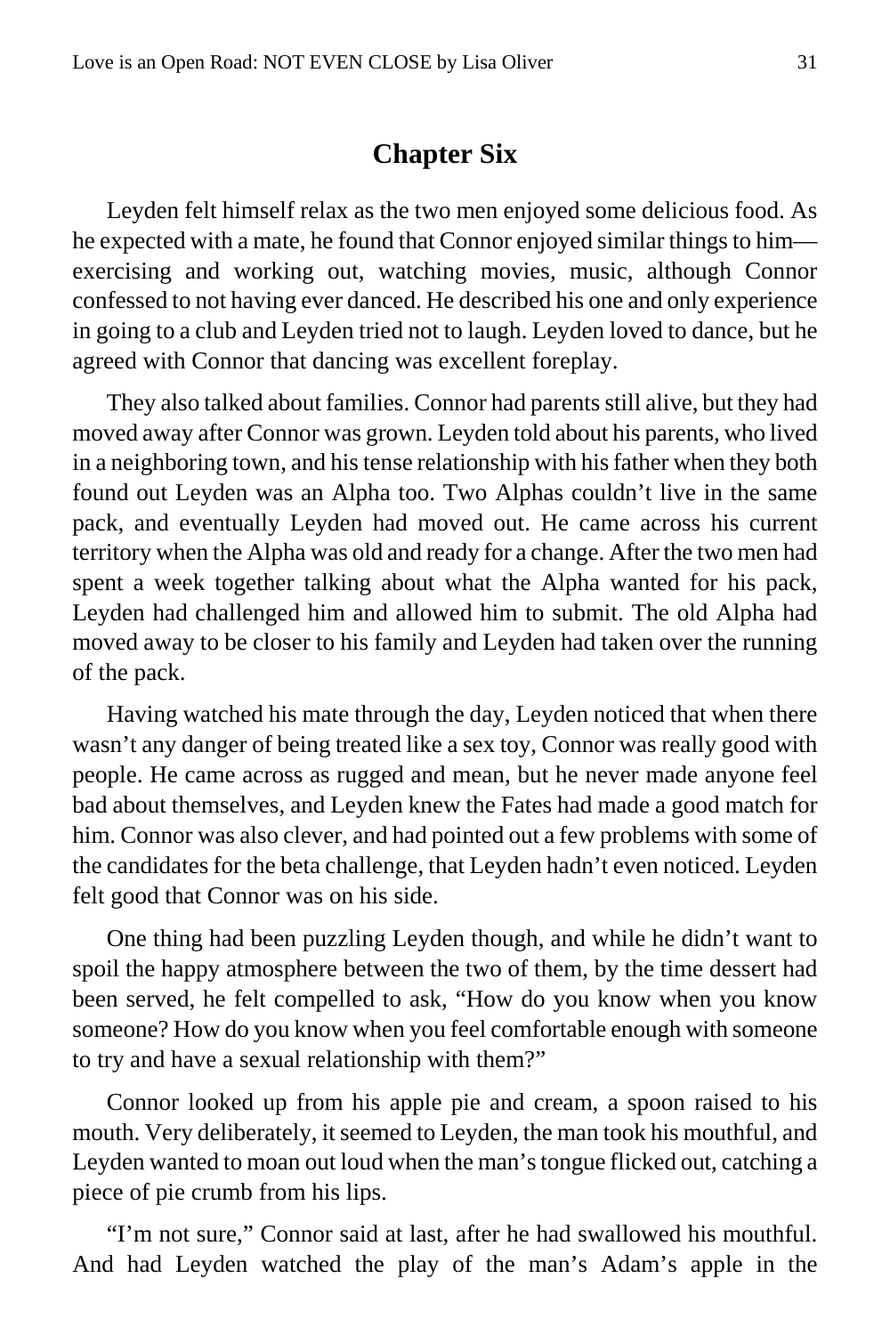## Chapter Six

Leyden felt himself relax as the two men enjoyed some delicious food. As he expected with a mate, he found that Connor enjoyed similar things to him—exercising and working out, watching movies, music, although Connor confessed to not having ever danced. He described his one and only experience in going to a club and Leyden tried not to laugh. Leyden loved to dance, but he agreed with Connor that dancing was excellent foreplay.

They also talked about families. Connor had parents still alive, but they had moved away after Connor was grown. Leyden told about his parents, who lived in a neighboring town, and his tense relationship with his father when they both found out Leyden was an Alpha too. Two Alphas couldn't live in the same pack, and eventually Leyden had moved out. He came across his current territory when the Alpha was old and ready for a change. After the two men had spent a week together talking about what the Alpha wanted for his pack, Leyden had challenged him and allowed him to submit. The old Alpha had moved away to be closer to his family and Leyden had taken over the running of the pack.

Having watched his mate through the day, Leyden noticed that when there wasn't any danger of being treated like a sex toy, Connor was really good with people. He came across as rugged and mean, but he never made anyone feel bad about themselves, and Leyden knew the Fates had made a good match for him. Connor was also clever, and had pointed out a few problems with some of the candidates for the beta challenge, that Leyden hadn't even noticed. Leyden felt good that Connor was on his side.

One thing had been puzzling Leyden though, and while he didn't want to spoil the happy atmosphere between the two of them, by the time dessert had been served, he felt compelled to ask, "How do you know when you know someone? How do you know when you feel comfortable enough with someone to try and have a sexual relationship with them?"

Connor looked up from his apple pie and cream, a spoon raised to his mouth. Very deliberately, it seemed to Leyden, the man took his mouthful, and Leyden wanted to moan out loud when the man's tongue flicked out, catching a piece of pie crumb from his lips.

"I'm not sure," Connor said at last, after he had swallowed his mouthful. And had Leyden watched the play of the man's Adam's apple in the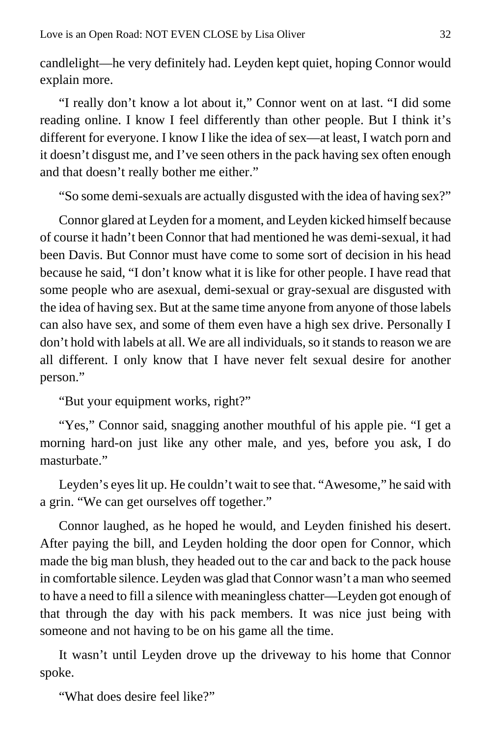candlelight—he very definitely had. Leyden kept quiet, hoping Connor would explain more.

"I really don't know a lot about it," Connor went on at last. "I did some reading online. I know I feel differently than other people. But I think it's different for everyone. I know I like the idea of sex—at least, I watch porn and it doesn't disgust me, and I've seen others in the pack having sex often enough and that doesn't really bother me either."

"So some demi-sexuals are actually disgusted with the idea of having sex?"

Connor glared at Leyden for a moment, and Leyden kicked himself because of course it hadn't been Connor that had mentioned he was demi-sexual, it had been Davis. But Connor must have come to some sort of decision in his head because he said, "I don't know what it is like for other people. I have read that some people who are asexual, demi-sexual or gray-sexual are disgusted with the idea of having sex. But at the same time anyone from anyone of those labels can also have sex, and some of them even have a high sex drive. Personally I don't hold with labels at all. We are all individuals, so it stands to reason we are all different. I only know that I have never felt sexual desire for another person."

"But your equipment works, right?"

"Yes," Connor said, snagging another mouthful of his apple pie. "I get a morning hard-on just like any other male, and yes, before you ask, I do masturbate."

Leyden's eyes lit up. He couldn't wait to see that. "Awesome," he said with a grin. "We can get ourselves off together."

Connor laughed, as he hoped he would, and Leyden finished his desert. After paying the bill, and Leyden holding the door open for Connor, which made the big man blush, they headed out to the car and back to the pack house in comfortable silence. Leyden was glad that Connor wasn't a man who seemed to have a need to fill a silence with meaningless chatter—Leyden got enough of that through the day with his pack members. It was nice just being with someone and not having to be on his game all the time.

It wasn't until Leyden drove up the driveway to his home that Connor spoke.

"What does desire feel like?"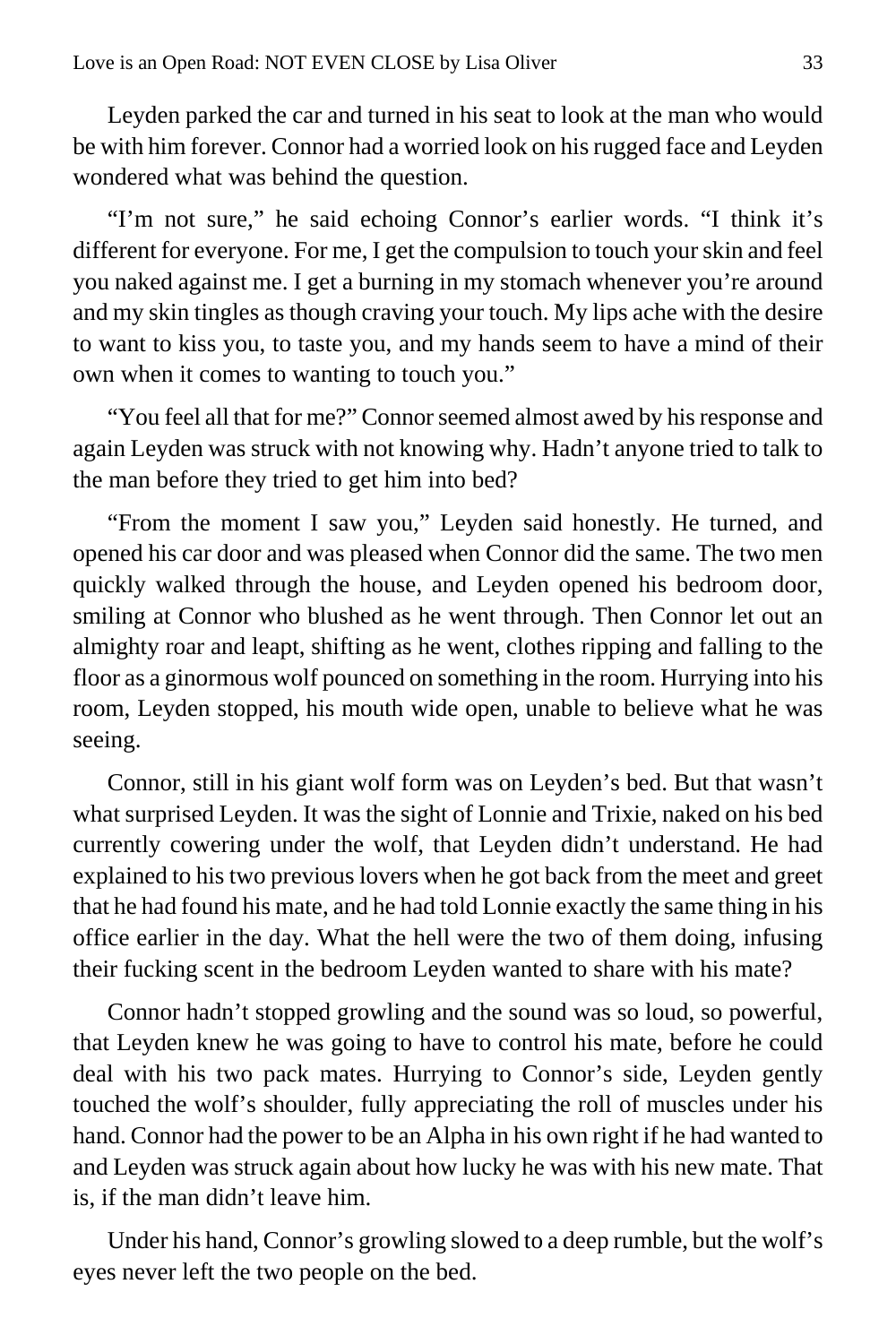Leyden parked the car and turned in his seat to look at the man who would be with him forever. Connor had a worried look on his rugged face and Leyden wondered what was behind the question.

"I'm not sure," he said echoing Connor's earlier words. "I think it's different for everyone. For me, I get the compulsion to touch your skin and feel you naked against me. I get a burning in my stomach whenever you're around and my skin tingles as though craving your touch. My lips ache with the desire to want to kiss you, to taste you, and my hands seem to have a mind of their own when it comes to wanting to touch you."

"You feel all that for me?" Connor seemed almost awed by his response and again Leyden was struck with not knowing why. Hadn't anyone tried to talk to the man before they tried to get him into bed?

"From the moment I saw you," Leyden said honestly. He turned, and opened his car door and was pleased when Connor did the same. The two men quickly walked through the house, and Leyden opened his bedroom door, smiling at Connor who blushed as he went through. Then Connor let out an almighty roar and leapt, shifting as he went, clothes ripping and falling to the floor as a ginormous wolf pounced on something in the room. Hurrying into his room, Leyden stopped, his mouth wide open, unable to believe what he was seeing.

Connor, still in his giant wolf form was on Leyden's bed. But that wasn't what surprised Leyden. It was the sight of Lonnie and Trixie, naked on his bed currently cowering under the wolf, that Leyden didn't understand. He had explained to his two previous lovers when he got back from the meet and greet that he had found his mate, and he had told Lonnie exactly the same thing in his office earlier in the day. What the hell were the two of them doing, infusing their fucking scent in the bedroom Leyden wanted to share with his mate?

Connor hadn't stopped growling and the sound was so loud, so powerful, that Leyden knew he was going to have to control his mate, before he could deal with his two pack mates. Hurrying to Connor's side, Leyden gently touched the wolf's shoulder, fully appreciating the roll of muscles under his hand. Connor had the power to be an Alpha in his own right if he had wanted to and Leyden was struck again about how lucky he was with his new mate. That is, if the man didn't leave him.

Under his hand, Connor's growling slowed to a deep rumble, but the wolf's eyes never left the two people on the bed.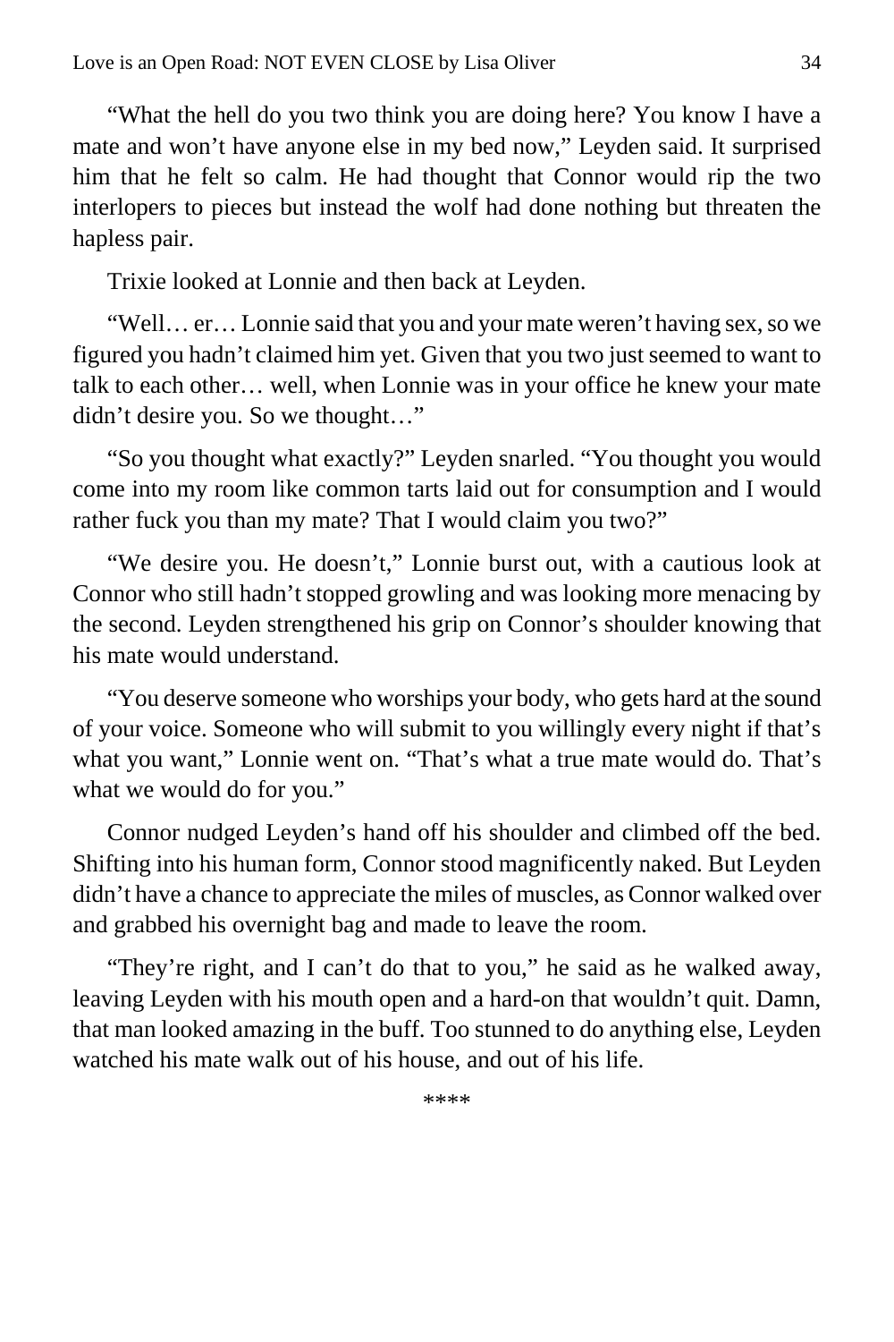"What the hell do you two think you are doing here? You know I have a mate and won't have anyone else in my bed now," Leyden said. It surprised him that he felt so calm. He had thought that Connor would rip the two interlopers to pieces but instead the wolf had done nothing but threaten the hapless pair.

Trixie looked at Lonnie and then back at Leyden.

"Well… er… Lonnie said that you and your mate weren't having sex, so we figured you hadn't claimed him yet. Given that you two just seemed to want to talk to each other… well, when Lonnie was in your office he knew your mate didn't desire you. So we thought…"

"So you thought what exactly?" Leyden snarled. "You thought you would come into my room like common tarts laid out for consumption and I would rather fuck you than my mate? That I would claim you two?"

"We desire you. He doesn't," Lonnie burst out, with a cautious look at Connor who still hadn't stopped growling and was looking more menacing by the second. Leyden strengthened his grip on Connor's shoulder knowing that his mate would understand.

"You deserve someone who worships your body, who gets hard at the sound of your voice. Someone who will submit to you willingly every night if that's what you want," Lonnie went on. "That's what a true mate would do. That's what we would do for you."

Connor nudged Leyden's hand off his shoulder and climbed off the bed. Shifting into his human form, Connor stood magnificently naked. But Leyden didn't have a chance to appreciate the miles of muscles, as Connor walked over and grabbed his overnight bag and made to leave the room.

"They're right, and I can't do that to you," he said as he walked away, leaving Leyden with his mouth open and a hard-on that wouldn't quit. Damn, that man looked amazing in the buff. Too stunned to do anything else, Leyden watched his mate walk out of his house, and out of his life.

****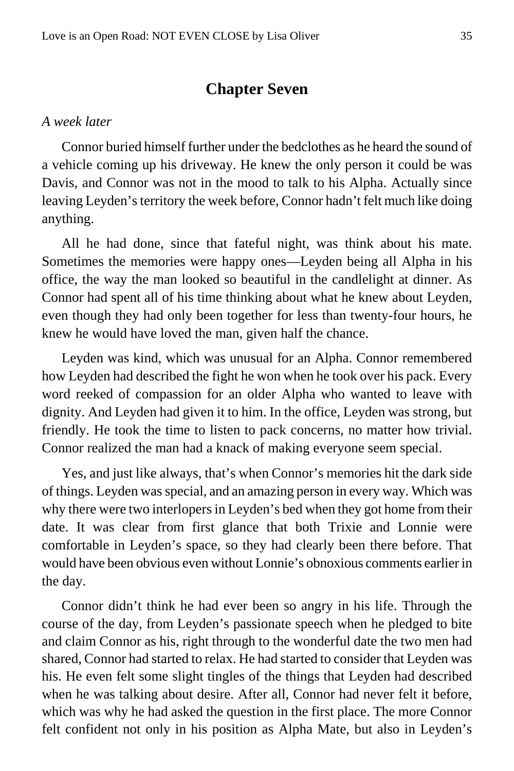## Chapter Seven

*A week later*

Connor buried himself further under the bedclothes as he heard the sound of a vehicle coming up his driveway. He knew the only person it could be was Davis, and Connor was not in the mood to talk to his Alpha. Actually since leaving Leyden's territory the week before, Connor hadn't felt much like doing anything.

All he had done, since that fateful night, was think about his mate. Sometimes the memories were happy ones—Leyden being all Alpha in his office, the way the man looked so beautiful in the candlelight at dinner. As Connor had spent all of his time thinking about what he knew about Leyden, even though they had only been together for less than twenty-four hours, he knew he would have loved the man, given half the chance.

Leyden was kind, which was unusual for an Alpha. Connor remembered how Leyden had described the fight he won when he took over his pack. Every word reeked of compassion for an older Alpha who wanted to leave with dignity. And Leyden had given it to him. In the office, Leyden was strong, but friendly. He took the time to listen to pack concerns, no matter how trivial. Connor realized the man had a knack of making everyone seem special.

Yes, and just like always, that's when Connor's memories hit the dark side of things. Leyden was special, and an amazing person in every way. Which was why there were two interlopers in Leyden's bed when they got home from their date. It was clear from first glance that both Trixie and Lonnie were comfortable in Leyden's space, so they had clearly been there before. That would have been obvious even without Lonnie's obnoxious comments earlier in the day.

Connor didn't think he had ever been so angry in his life. Through the course of the day, from Leyden's passionate speech when he pledged to bite and claim Connor as his, right through to the wonderful date the two men had shared, Connor had started to relax. He had started to consider that Leyden was his. He even felt some slight tingles of the things that Leyden had described when he was talking about desire. After all, Connor had never felt it before, which was why he had asked the question in the first place. The more Connor felt confident not only in his position as Alpha Mate, but also in Leyden's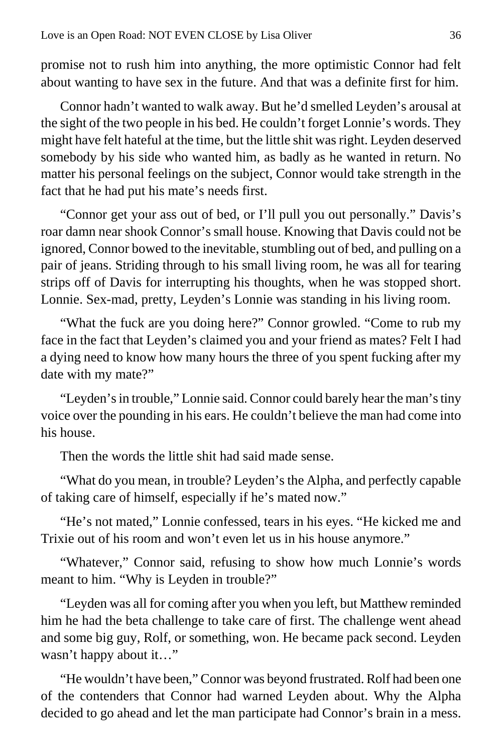promise not to rush him into anything, the more optimistic Connor had felt about wanting to have sex in the future. And that was a definite first for him.

Connor hadn't wanted to walk away. But he'd smelled Leyden's arousal at the sight of the two people in his bed. He couldn't forget Lonnie's words. They might have felt hateful at the time, but the little shit was right. Leyden deserved somebody by his side who wanted him, as badly as he wanted in return. No matter his personal feelings on the subject, Connor would take strength in the fact that he had put his mate's needs first.

"Connor get your ass out of bed, or I'll pull you out personally." Davis's roar damn near shook Connor's small house. Knowing that Davis could not be ignored, Connor bowed to the inevitable, stumbling out of bed, and pulling on a pair of jeans. Striding through to his small living room, he was all for tearing strips off of Davis for interrupting his thoughts, when he was stopped short. Lonnie. Sex-mad, pretty, Leyden's Lonnie was standing in his living room.

"What the fuck are you doing here?" Connor growled. "Come to rub my face in the fact that Leyden's claimed you and your friend as mates? Felt I had a dying need to know how many hours the three of you spent fucking after my date with my mate?"

"Leyden's in trouble," Lonnie said. Connor could barely hear the man's tiny voice over the pounding in his ears. He couldn't believe the man had come into his house.

Then the words the little shit had said made sense.

"What do you mean, in trouble? Leyden's the Alpha, and perfectly capable of taking care of himself, especially if he's mated now."

"He's not mated," Lonnie confessed, tears in his eyes. "He kicked me and Trixie out of his room and won't even let us in his house anymore."

"Whatever," Connor said, refusing to show how much Lonnie's words meant to him. "Why is Leyden in trouble?"

"Leyden was all for coming after you when you left, but Matthew reminded him he had the beta challenge to take care of first. The challenge went ahead and some big guy, Rolf, or something, won. He became pack second. Leyden wasn't happy about it…"

"He wouldn't have been," Connor was beyond frustrated. Rolf had been one of the contenders that Connor had warned Leyden about. Why the Alpha decided to go ahead and let the man participate had Connor's brain in a mess.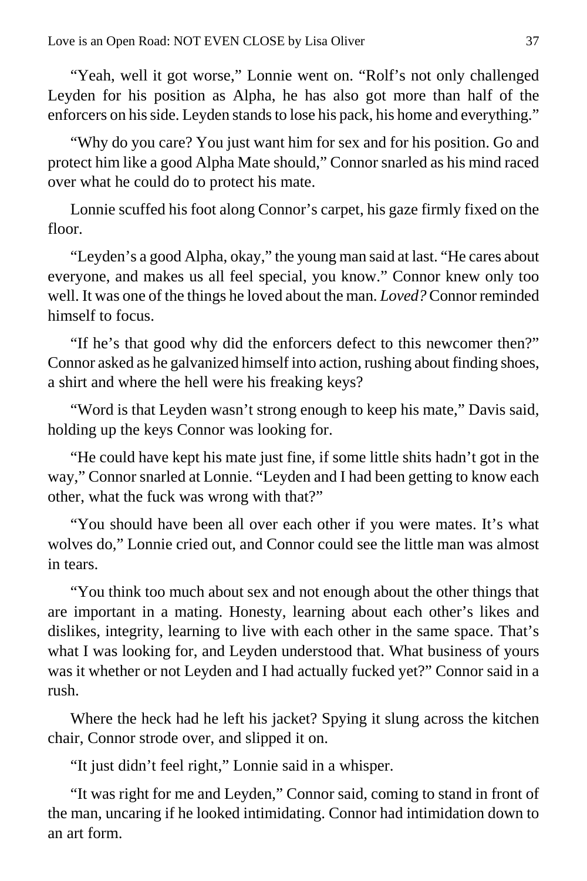"Yeah, well it got worse," Lonnie went on. "Rolf's not only challenged Leyden for his position as Alpha, he has also got more than half of the enforcers on his side. Leyden stands to lose his pack, his home and everything."

"Why do you care? You just want him for sex and for his position. Go and protect him like a good Alpha Mate should," Connor snarled as his mind raced over what he could do to protect his mate.

Lonnie scuffed his foot along Connor's carpet, his gaze firmly fixed on the floor.

"Leyden's a good Alpha, okay," the young man said at last. "He cares about everyone, and makes us all feel special, you know." Connor knew only too well. It was one of the things he loved about the man. *Loved?* Connor reminded himself to focus.

"If he's that good why did the enforcers defect to this newcomer then?" Connor asked as he galvanized himself into action, rushing about finding shoes, a shirt and where the hell were his freaking keys?

"Word is that Leyden wasn't strong enough to keep his mate," Davis said, holding up the keys Connor was looking for.

"He could have kept his mate just fine, if some little shits hadn't got in the way," Connor snarled at Lonnie. "Leyden and I had been getting to know each other, what the fuck was wrong with that?"

"You should have been all over each other if you were mates. It's what wolves do," Lonnie cried out, and Connor could see the little man was almost in tears.

"You think too much about sex and not enough about the other things that are important in a mating. Honesty, learning about each other's likes and dislikes, integrity, learning to live with each other in the same space. That's what I was looking for, and Leyden understood that. What business of yours was it whether or not Leyden and I had actually fucked yet?" Connor said in a rush.

Where the heck had he left his jacket? Spying it slung across the kitchen chair, Connor strode over, and slipped it on.

"It just didn't feel right," Lonnie said in a whisper.

"It was right for me and Leyden," Connor said, coming to stand in front of the man, uncaring if he looked intimidating. Connor had intimidation down to an art form.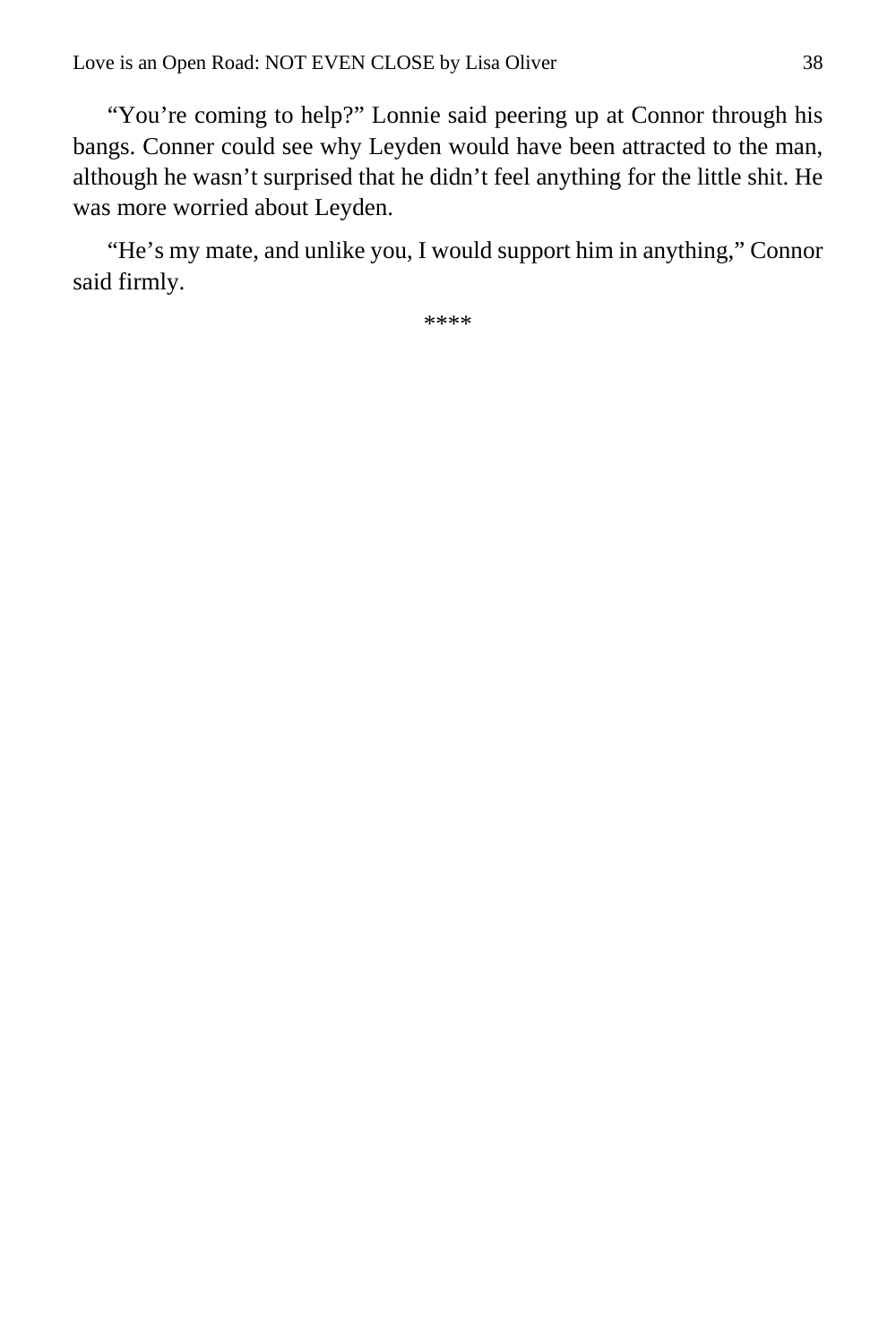"You're coming to help?" Lonnie said peering up at Connor through his bangs. Conner could see why Leyden would have been attracted to the man, although he wasn't surprised that he didn't feel anything for the little shit. He was more worried about Leyden.

"He's my mate, and unlike you, I would support him in anything," Connor said firmly.

****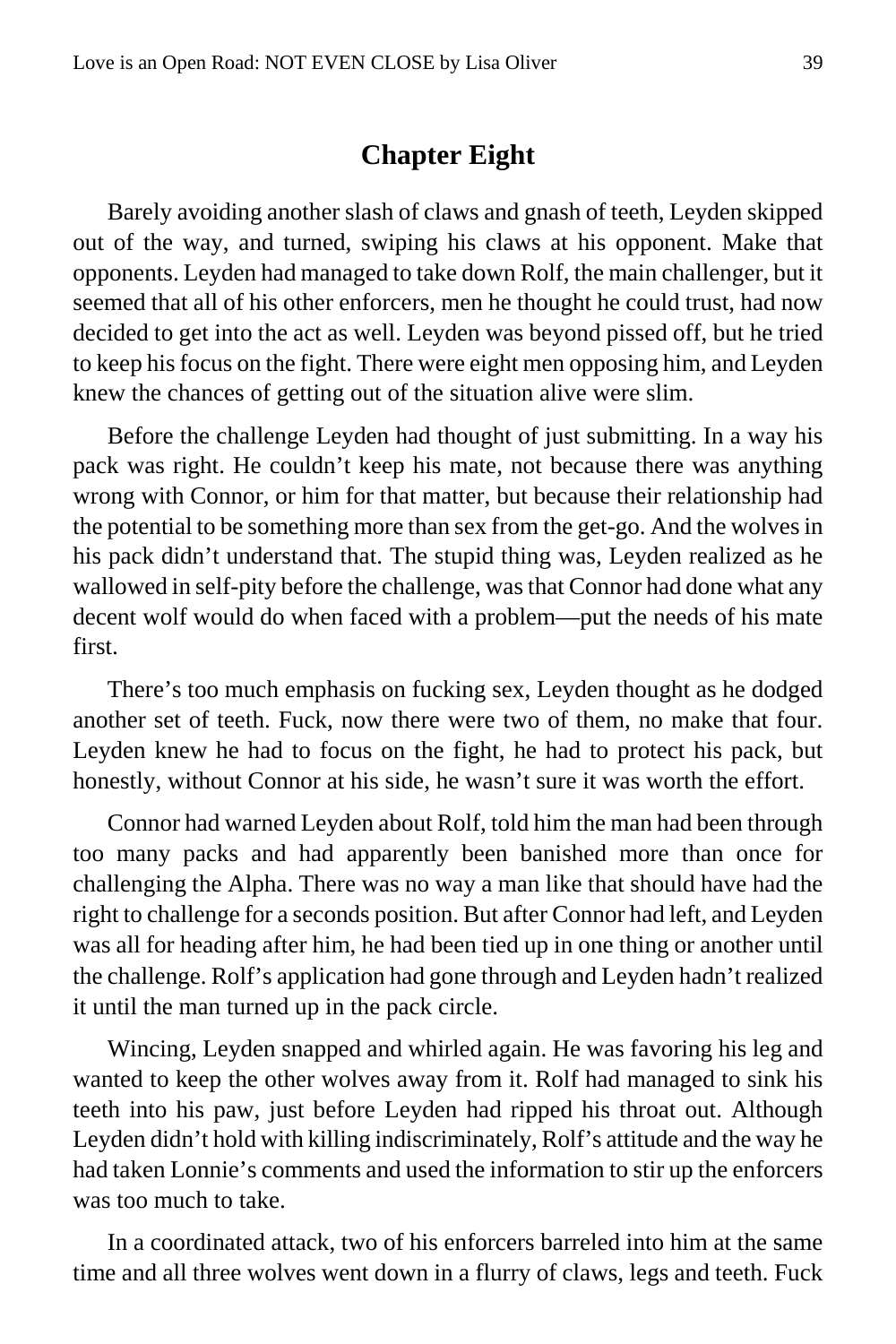## Chapter Eight

Barely avoiding another slash of claws and gnash of teeth, Leyden skipped out of the way, and turned, swiping his claws at his opponent. Make that opponents. Leyden had managed to take down Rolf, the main challenger, but it seemed that all of his other enforcers, men he thought he could trust, had now decided to get into the act as well. Leyden was beyond pissed off, but he tried to keep his focus on the fight. There were eight men opposing him, and Leyden knew the chances of getting out of the situation alive were slim.

Before the challenge Leyden had thought of just submitting. In a way his pack was right. He couldn't keep his mate, not because there was anything wrong with Connor, or him for that matter, but because their relationship had the potential to be something more than sex from the get-go. And the wolves in his pack didn't understand that. The stupid thing was, Leyden realized as he wallowed in self-pity before the challenge, was that Connor had done what any decent wolf would do when faced with a problem—put the needs of his mate first.

There's too much emphasis on fucking sex, Leyden thought as he dodged another set of teeth. Fuck, now there were two of them, no make that four. Leyden knew he had to focus on the fight, he had to protect his pack, but honestly, without Connor at his side, he wasn't sure it was worth the effort.

Connor had warned Leyden about Rolf, told him the man had been through too many packs and had apparently been banished more than once for challenging the Alpha. There was no way a man like that should have had the right to challenge for a seconds position. But after Connor had left, and Leyden was all for heading after him, he had been tied up in one thing or another until the challenge. Rolf's application had gone through and Leyden hadn't realized it until the man turned up in the pack circle.

Wincing, Leyden snapped and whirled again. He was favoring his leg and wanted to keep the other wolves away from it. Rolf had managed to sink his teeth into his paw, just before Leyden had ripped his throat out. Although Leyden didn't hold with killing indiscriminately, Rolf's attitude and the way he had taken Lonnie's comments and used the information to stir up the enforcers was too much to take.

In a coordinated attack, two of his enforcers barreled into him at the same time and all three wolves went down in a flurry of claws, legs and teeth. Fuck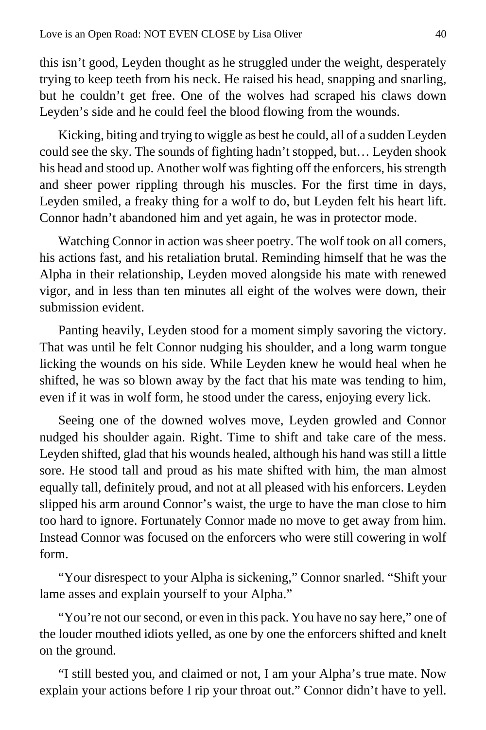this isn't good, Leyden thought as he struggled under the weight, desperately trying to keep teeth from his neck. He raised his head, snapping and snarling, but he couldn't get free. One of the wolves had scraped his claws down Leyden's side and he could feel the blood flowing from the wounds.

Kicking, biting and trying to wiggle as best he could, all of a sudden Leyden could see the sky. The sounds of fighting hadn't stopped, but… Leyden shook his head and stood up. Another wolf was fighting off the enforcers, his strength and sheer power rippling through his muscles. For the first time in days, Leyden smiled, a freaky thing for a wolf to do, but Leyden felt his heart lift. Connor hadn't abandoned him and yet again, he was in protector mode.

Watching Connor in action was sheer poetry. The wolf took on all comers, his actions fast, and his retaliation brutal. Reminding himself that he was the Alpha in their relationship, Leyden moved alongside his mate with renewed vigor, and in less than ten minutes all eight of the wolves were down, their submission evident.

Panting heavily, Leyden stood for a moment simply savoring the victory. That was until he felt Connor nudging his shoulder, and a long warm tongue licking the wounds on his side. While Leyden knew he would heal when he shifted, he was so blown away by the fact that his mate was tending to him, even if it was in wolf form, he stood under the caress, enjoying every lick.

Seeing one of the downed wolves move, Leyden growled and Connor nudged his shoulder again. Right. Time to shift and take care of the mess. Leyden shifted, glad that his wounds healed, although his hand was still a little sore. He stood tall and proud as his mate shifted with him, the man almost equally tall, definitely proud, and not at all pleased with his enforcers. Leyden slipped his arm around Connor's waist, the urge to have the man close to him too hard to ignore. Fortunately Connor made no move to get away from him. Instead Connor was focused on the enforcers who were still cowering in wolf form.

"Your disrespect to your Alpha is sickening," Connor snarled. "Shift your lame asses and explain yourself to your Alpha."

"You're not our second, or even in this pack. You have no say here," one of the louder mouthed idiots yelled, as one by one the enforcers shifted and knelt on the ground.

"I still bested you, and claimed or not, I am your Alpha's true mate. Now explain your actions before I rip your throat out." Connor didn't have to yell.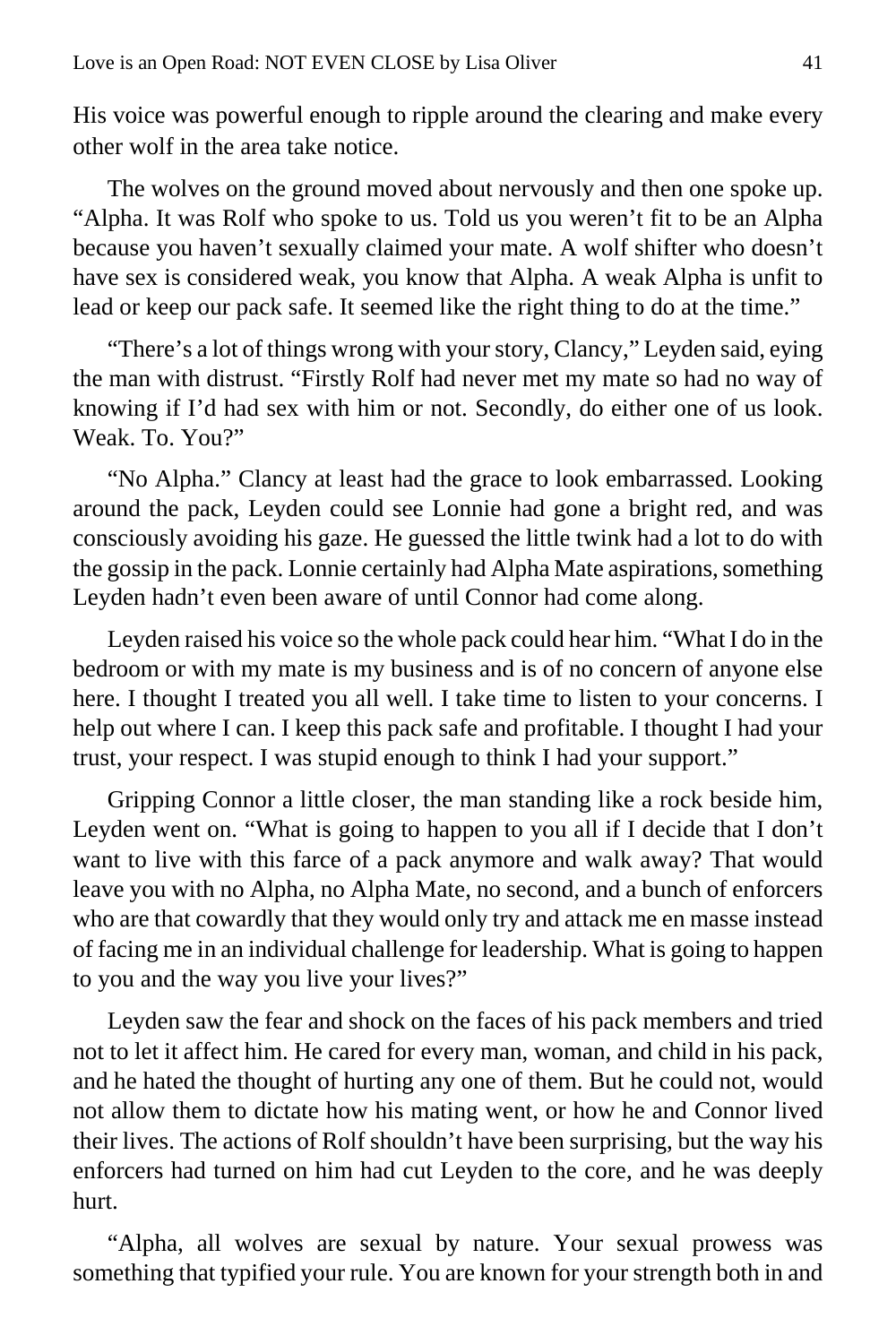His voice was powerful enough to ripple around the clearing and make every other wolf in the area take notice.

The wolves on the ground moved about nervously and then one spoke up. "Alpha. It was Rolf who spoke to us. Told us you weren't fit to be an Alpha because you haven't sexually claimed your mate. A wolf shifter who doesn't have sex is considered weak, you know that Alpha. A weak Alpha is unfit to lead or keep our pack safe. It seemed like the right thing to do at the time."

"There's a lot of things wrong with your story, Clancy," Leyden said, eying the man with distrust. "Firstly Rolf had never met my mate so had no way of knowing if I'd had sex with him or not. Secondly, do either one of us look. Weak. To. You?"

"No Alpha." Clancy at least had the grace to look embarrassed. Looking around the pack, Leyden could see Lonnie had gone a bright red, and was consciously avoiding his gaze. He guessed the little twink had a lot to do with the gossip in the pack. Lonnie certainly had Alpha Mate aspirations, something Leyden hadn't even been aware of until Connor had come along.

Leyden raised his voice so the whole pack could hear him. "What I do in the bedroom or with my mate is my business and is of no concern of anyone else here. I thought I treated you all well. I take time to listen to your concerns. I help out where I can. I keep this pack safe and profitable. I thought I had your trust, your respect. I was stupid enough to think I had your support."

Gripping Connor a little closer, the man standing like a rock beside him, Leyden went on. "What is going to happen to you all if I decide that I don't want to live with this farce of a pack anymore and walk away? That would leave you with no Alpha, no Alpha Mate, no second, and a bunch of enforcers who are that cowardly that they would only try and attack me en masse instead of facing me in an individual challenge for leadership. What is going to happen to you and the way you live your lives?"

Leyden saw the fear and shock on the faces of his pack members and tried not to let it affect him. He cared for every man, woman, and child in his pack, and he hated the thought of hurting any one of them. But he could not, would not allow them to dictate how his mating went, or how he and Connor lived their lives. The actions of Rolf shouldn't have been surprising, but the way his enforcers had turned on him had cut Leyden to the core, and he was deeply hurt.

"Alpha, all wolves are sexual by nature. Your sexual prowess was something that typified your rule. You are known for your strength both in and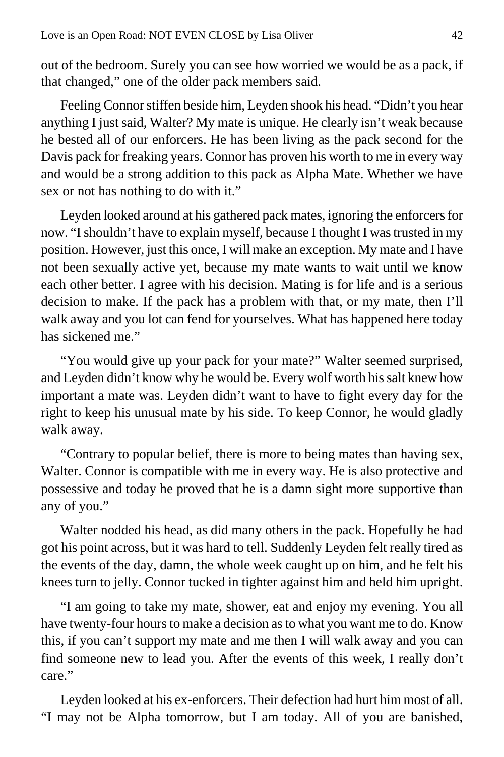out of the bedroom. Surely you can see how worried we would be as a pack, if that changed," one of the older pack members said.

Feeling Connor stiffen beside him, Leyden shook his head. "Didn't you hear anything I just said, Walter? My mate is unique. He clearly isn't weak because he bested all of our enforcers. He has been living as the pack second for the Davis pack for freaking years. Connor has proven his worth to me in every way and would be a strong addition to this pack as Alpha Mate. Whether we have sex or not has nothing to do with it."

Leyden looked around at his gathered pack mates, ignoring the enforcers for now. "I shouldn't have to explain myself, because I thought I was trusted in my position. However, just this once, I will make an exception. My mate and I have not been sexually active yet, because my mate wants to wait until we know each other better. I agree with his decision. Mating is for life and is a serious decision to make. If the pack has a problem with that, or my mate, then I'll walk away and you lot can fend for yourselves. What has happened here today has sickened me."

"You would give up your pack for your mate?" Walter seemed surprised, and Leyden didn't know why he would be. Every wolf worth his salt knew how important a mate was. Leyden didn't want to have to fight every day for the right to keep his unusual mate by his side. To keep Connor, he would gladly walk away.

"Contrary to popular belief, there is more to being mates than having sex, Walter. Connor is compatible with me in every way. He is also protective and possessive and today he proved that he is a damn sight more supportive than any of you."

Walter nodded his head, as did many others in the pack. Hopefully he had got his point across, but it was hard to tell. Suddenly Leyden felt really tired as the events of the day, damn, the whole week caught up on him, and he felt his knees turn to jelly. Connor tucked in tighter against him and held him upright.

"I am going to take my mate, shower, eat and enjoy my evening. You all have twenty-four hours to make a decision as to what you want me to do. Know this, if you can't support my mate and me then I will walk away and you can find someone new to lead you. After the events of this week, I really don't care."

Leyden looked at his ex-enforcers. Their defection had hurt him most of all. "I may not be Alpha tomorrow, but I am today. All of you are banished,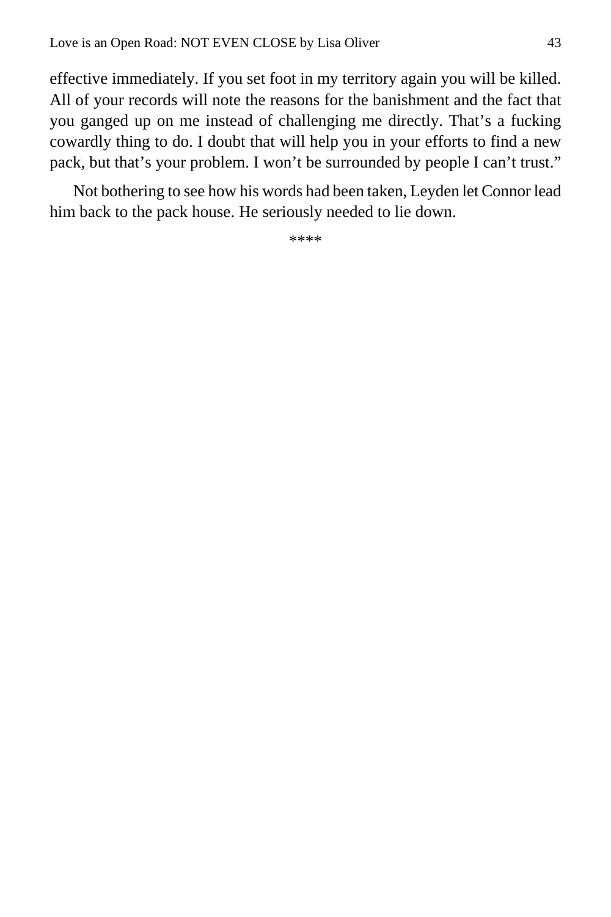effective immediately. If you set foot in my territory again you will be killed. All of your records will note the reasons for the banishment and the fact that you ganged up on me instead of challenging me directly. That's a fucking cowardly thing to do. I doubt that will help you in your efforts to find a new pack, but that's your problem. I won't be surrounded by people I can't trust."

Not bothering to see how his words had been taken, Leyden let Connor lead him back to the pack house. He seriously needed to lie down.

****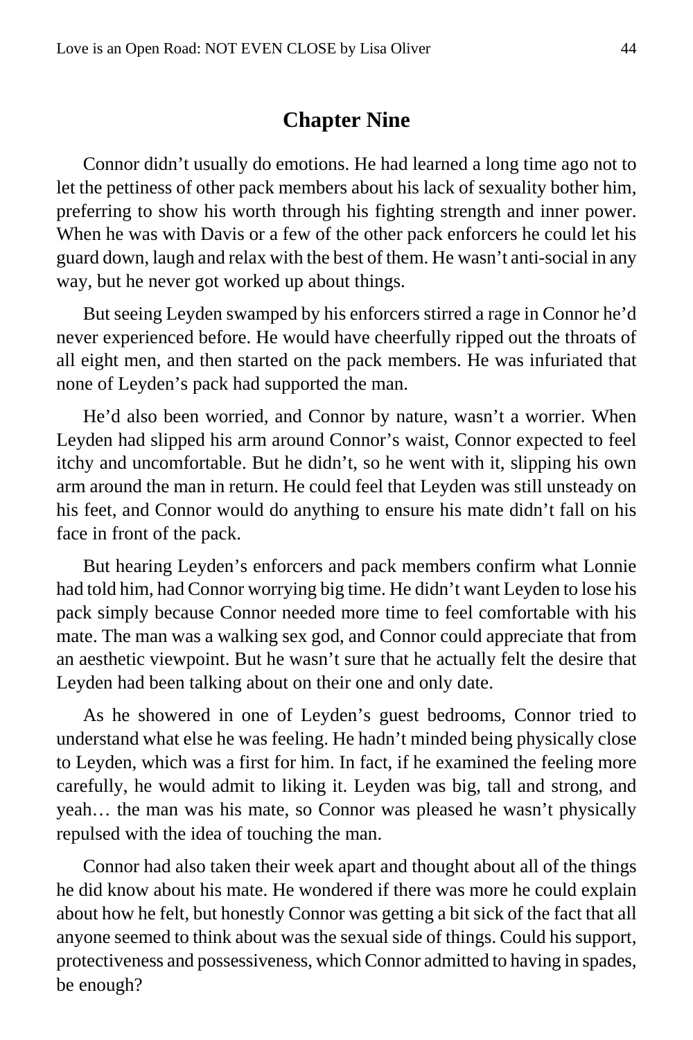## Chapter Nine

Connor didn't usually do emotions. He had learned a long time ago not to let the pettiness of other pack members about his lack of sexuality bother him, preferring to show his worth through his fighting strength and inner power. When he was with Davis or a few of the other pack enforcers he could let his guard down, laugh and relax with the best of them. He wasn't anti-social in any way, but he never got worked up about things.

But seeing Leyden swamped by his enforcers stirred a rage in Connor he'd never experienced before. He would have cheerfully ripped out the throats of all eight men, and then started on the pack members. He was infuriated that none of Leyden's pack had supported the man.

He'd also been worried, and Connor by nature, wasn't a worrier. When Leyden had slipped his arm around Connor's waist, Connor expected to feel itchy and uncomfortable. But he didn't, so he went with it, slipping his own arm around the man in return. He could feel that Leyden was still unsteady on his feet, and Connor would do anything to ensure his mate didn't fall on his face in front of the pack.

But hearing Leyden's enforcers and pack members confirm what Lonnie had told him, had Connor worrying big time. He didn't want Leyden to lose his pack simply because Connor needed more time to feel comfortable with his mate. The man was a walking sex god, and Connor could appreciate that from an aesthetic viewpoint. But he wasn't sure that he actually felt the desire that Leyden had been talking about on their one and only date.

As he showered in one of Leyden's guest bedrooms, Connor tried to understand what else he was feeling. He hadn't minded being physically close to Leyden, which was a first for him. In fact, if he examined the feeling more carefully, he would admit to liking it. Leyden was big, tall and strong, and yeah… the man was his mate, so Connor was pleased he wasn't physically repulsed with the idea of touching the man.

Connor had also taken their week apart and thought about all of the things he did know about his mate. He wondered if there was more he could explain about how he felt, but honestly Connor was getting a bit sick of the fact that all anyone seemed to think about was the sexual side of things. Could his support, protectiveness and possessiveness, which Connor admitted to having in spades, be enough?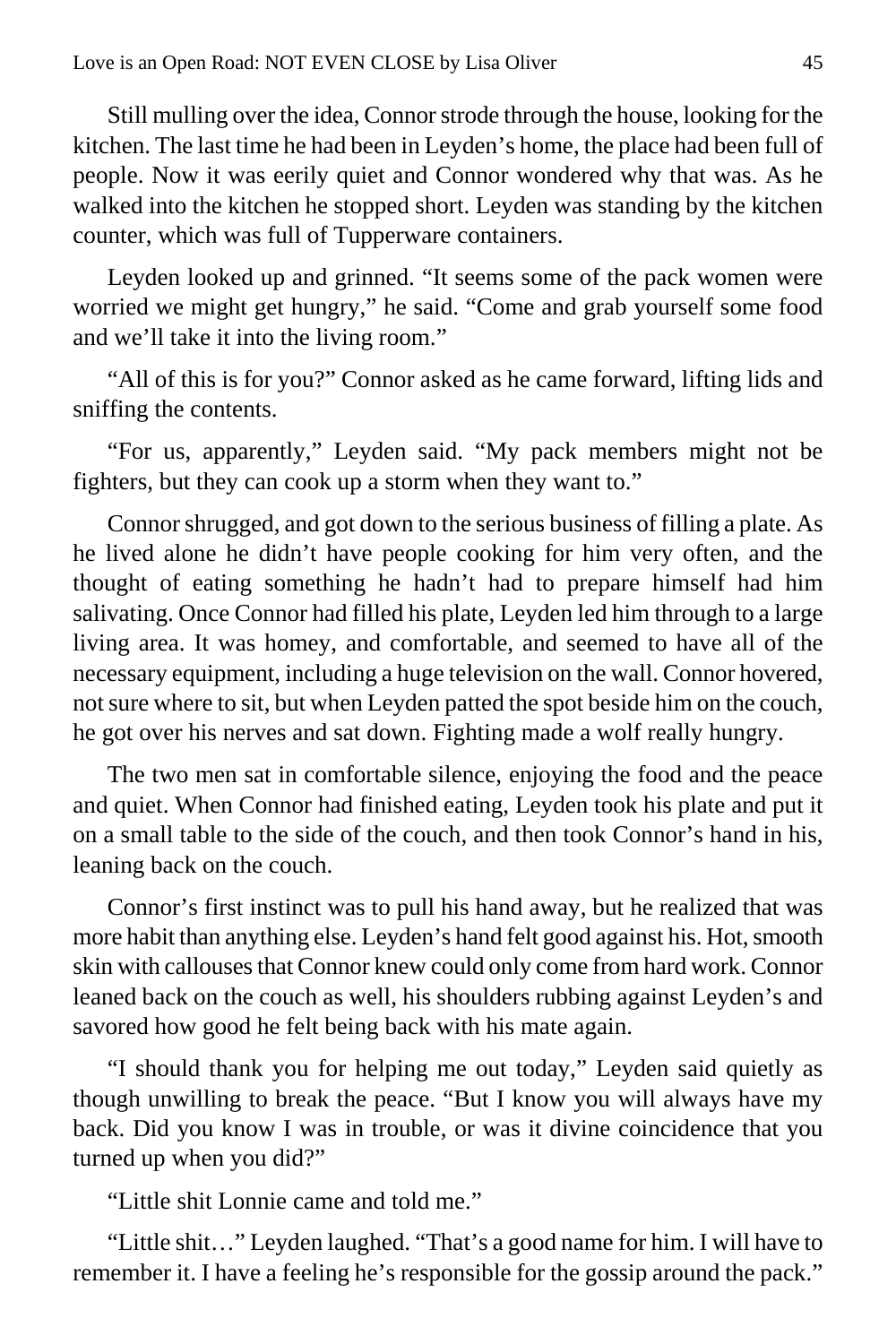Still mulling over the idea, Connor strode through the house, looking for the kitchen. The last time he had been in Leyden's home, the place had been full of people. Now it was eerily quiet and Connor wondered why that was. As he walked into the kitchen he stopped short. Leyden was standing by the kitchen counter, which was full of Tupperware containers.

Leyden looked up and grinned. "It seems some of the pack women were worried we might get hungry," he said. "Come and grab yourself some food and we'll take it into the living room."

"All of this is for you?" Connor asked as he came forward, lifting lids and sniffing the contents.

"For us, apparently," Leyden said. "My pack members might not be fighters, but they can cook up a storm when they want to."

Connor shrugged, and got down to the serious business of filling a plate. As he lived alone he didn't have people cooking for him very often, and the thought of eating something he hadn't had to prepare himself had him salivating. Once Connor had filled his plate, Leyden led him through to a large living area. It was homey, and comfortable, and seemed to have all of the necessary equipment, including a huge television on the wall. Connor hovered, not sure where to sit, but when Leyden patted the spot beside him on the couch, he got over his nerves and sat down. Fighting made a wolf really hungry.

The two men sat in comfortable silence, enjoying the food and the peace and quiet. When Connor had finished eating, Leyden took his plate and put it on a small table to the side of the couch, and then took Connor's hand in his, leaning back on the couch.

Connor's first instinct was to pull his hand away, but he realized that was more habit than anything else. Leyden's hand felt good against his. Hot, smooth skin with callouses that Connor knew could only come from hard work. Connor leaned back on the couch as well, his shoulders rubbing against Leyden's and savored how good he felt being back with his mate again.

"I should thank you for helping me out today," Leyden said quietly as though unwilling to break the peace. "But I know you will always have my back. Did you know I was in trouble, or was it divine coincidence that you turned up when you did?"

"Little shit Lonnie came and told me."

"Little shit…" Leyden laughed. "That's a good name for him. I will have to remember it. I have a feeling he's responsible for the gossip around the pack."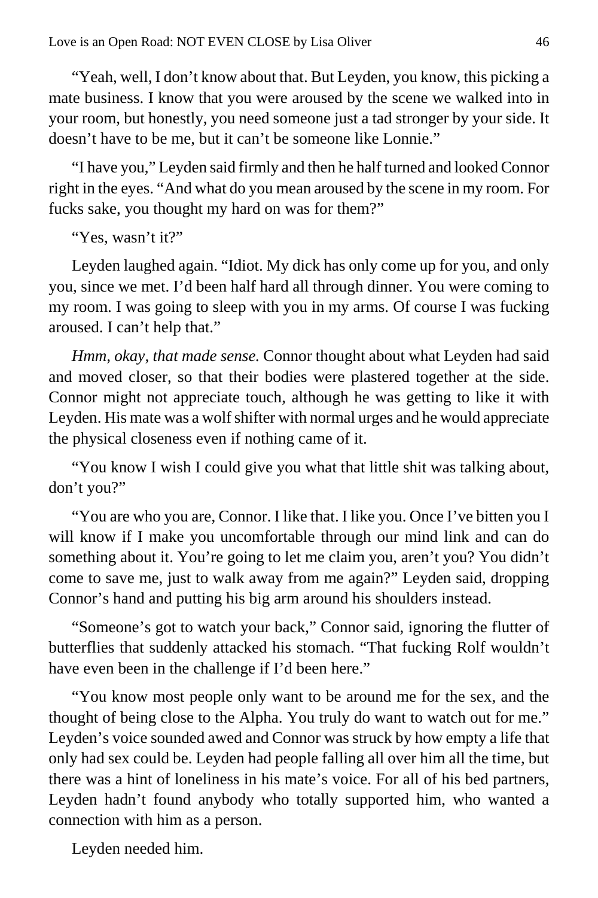"Yeah, well, I don't know about that. But Leyden, you know, this picking a mate business. I know that you were aroused by the scene we walked into in your room, but honestly, you need someone just a tad stronger by your side. It doesn't have to be me, but it can't be someone like Lonnie."

"I have you," Leyden said firmly and then he half turned and looked Connor right in the eyes. "And what do you mean aroused by the scene in my room. For fucks sake, you thought my hard on was for them?"

"Yes, wasn't it?"

Leyden laughed again. "Idiot. My dick has only come up for you, and only you, since we met. I'd been half hard all through dinner. You were coming to my room. I was going to sleep with you in my arms. Of course I was fucking aroused. I can't help that."

*Hmm, okay, that made sense.* Connor thought about what Leyden had said and moved closer, so that their bodies were plastered together at the side. Connor might not appreciate touch, although he was getting to like it with Leyden. His mate was a wolf shifter with normal urges and he would appreciate the physical closeness even if nothing came of it.

"You know I wish I could give you what that little shit was talking about, don't you?"

"You are who you are, Connor. I like that. I like you. Once I've bitten you I will know if I make you uncomfortable through our mind link and can do something about it. You're going to let me claim you, aren't you? You didn't come to save me, just to walk away from me again?" Leyden said, dropping Connor's hand and putting his big arm around his shoulders instead.

"Someone's got to watch your back," Connor said, ignoring the flutter of butterflies that suddenly attacked his stomach. "That fucking Rolf wouldn't have even been in the challenge if I'd been here."

"You know most people only want to be around me for the sex, and the thought of being close to the Alpha. You truly do want to watch out for me." Leyden's voice sounded awed and Connor was struck by how empty a life that only had sex could be. Leyden had people falling all over him all the time, but there was a hint of loneliness in his mate's voice. For all of his bed partners, Leyden hadn't found anybody who totally supported him, who wanted a connection with him as a person.

Leyden needed him.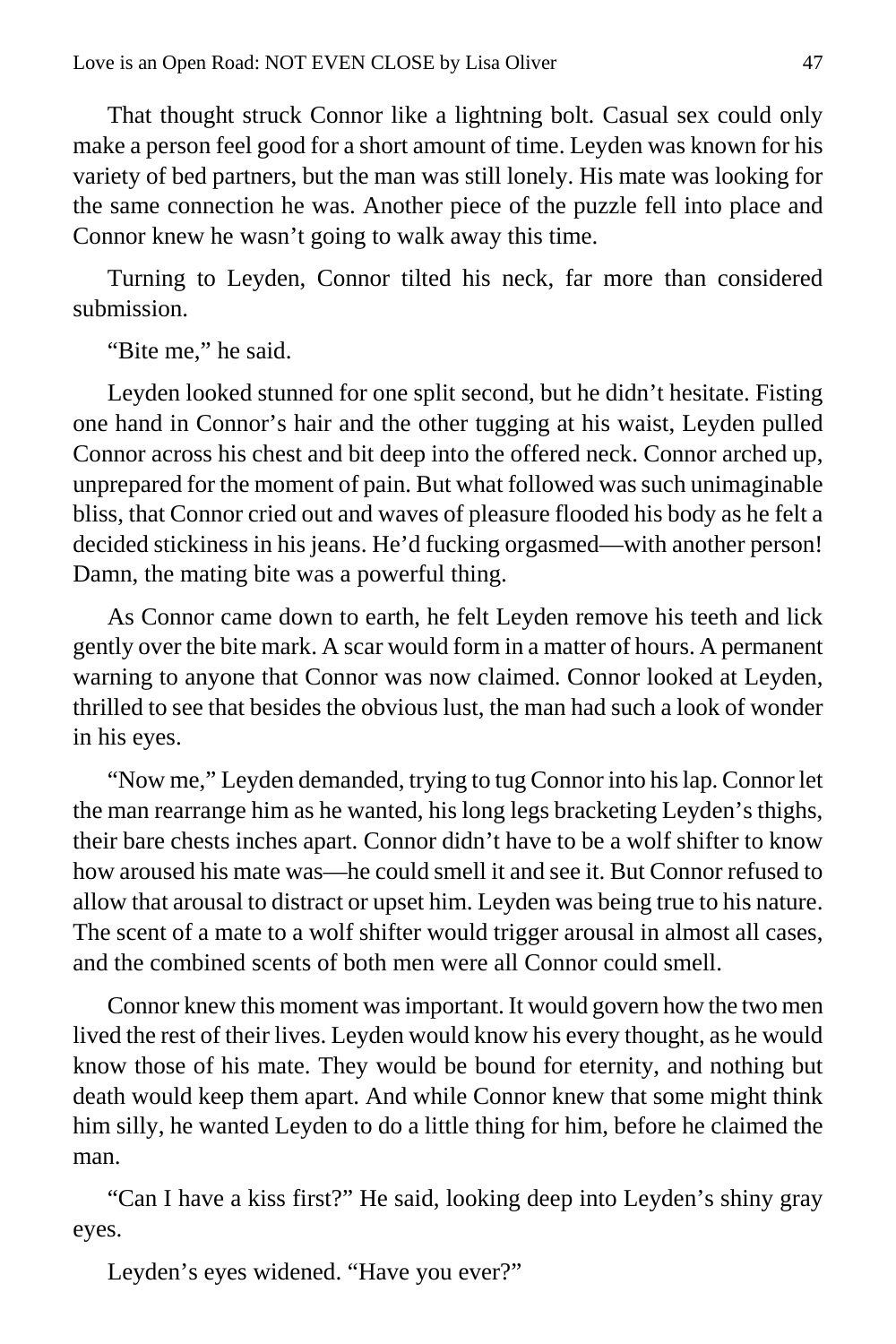That thought struck Connor like a lightning bolt. Casual sex could only make a person feel good for a short amount of time. Leyden was known for his variety of bed partners, but the man was still lonely. His mate was looking for the same connection he was. Another piece of the puzzle fell into place and Connor knew he wasn't going to walk away this time.

Turning to Leyden, Connor tilted his neck, far more than considered submission.

"Bite me," he said.

Leyden looked stunned for one split second, but he didn't hesitate. Fisting one hand in Connor's hair and the other tugging at his waist, Leyden pulled Connor across his chest and bit deep into the offered neck. Connor arched up, unprepared for the moment of pain. But what followed was such unimaginable bliss, that Connor cried out and waves of pleasure flooded his body as he felt a decided stickiness in his jeans. He'd fucking orgasmed—with another person! Damn, the mating bite was a powerful thing.

As Connor came down to earth, he felt Leyden remove his teeth and lick gently over the bite mark. A scar would form in a matter of hours. A permanent warning to anyone that Connor was now claimed. Connor looked at Leyden, thrilled to see that besides the obvious lust, the man had such a look of wonder in his eyes.

"Now me," Leyden demanded, trying to tug Connor into his lap. Connor let the man rearrange him as he wanted, his long legs bracketing Leyden's thighs, their bare chests inches apart. Connor didn't have to be a wolf shifter to know how aroused his mate was—he could smell it and see it. But Connor refused to allow that arousal to distract or upset him. Leyden was being true to his nature. The scent of a mate to a wolf shifter would trigger arousal in almost all cases, and the combined scents of both men were all Connor could smell.

Connor knew this moment was important. It would govern how the two men lived the rest of their lives. Leyden would know his every thought, as he would know those of his mate. They would be bound for eternity, and nothing but death would keep them apart. And while Connor knew that some might think him silly, he wanted Leyden to do a little thing for him, before he claimed the man.

"Can I have a kiss first?" He said, looking deep into Leyden's shiny gray eyes.

Leyden's eyes widened. "Have you ever?"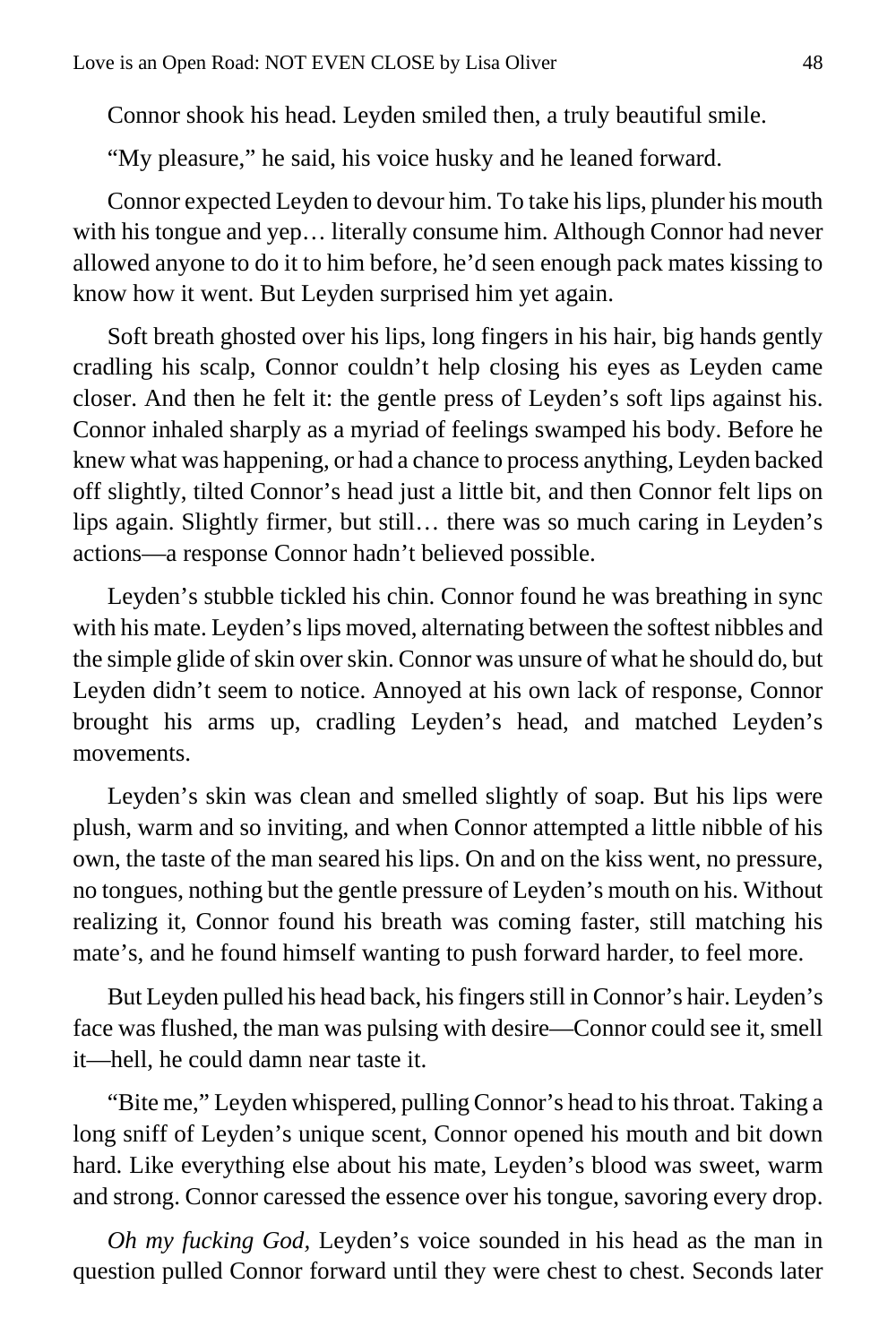Connor shook his head. Leyden smiled then, a truly beautiful smile.

"My pleasure," he said, his voice husky and he leaned forward.

Connor expected Leyden to devour him. To take his lips, plunder his mouth with his tongue and yep… literally consume him. Although Connor had never allowed anyone to do it to him before, he'd seen enough pack mates kissing to know how it went. But Leyden surprised him yet again.

Soft breath ghosted over his lips, long fingers in his hair, big hands gently cradling his scalp, Connor couldn't help closing his eyes as Leyden came closer. And then he felt it: the gentle press of Leyden's soft lips against his. Connor inhaled sharply as a myriad of feelings swamped his body. Before he knew what was happening, or had a chance to process anything, Leyden backed off slightly, tilted Connor's head just a little bit, and then Connor felt lips on lips again. Slightly firmer, but still… there was so much caring in Leyden's actions—a response Connor hadn't believed possible.

Leyden's stubble tickled his chin. Connor found he was breathing in sync with his mate. Leyden's lips moved, alternating between the softest nibbles and the simple glide of skin over skin. Connor was unsure of what he should do, but Leyden didn't seem to notice. Annoyed at his own lack of response, Connor brought his arms up, cradling Leyden's head, and matched Leyden's movements.

Leyden's skin was clean and smelled slightly of soap. But his lips were plush, warm and so inviting, and when Connor attempted a little nibble of his own, the taste of the man seared his lips. On and on the kiss went, no pressure, no tongues, nothing but the gentle pressure of Leyden's mouth on his. Without realizing it, Connor found his breath was coming faster, still matching his mate's, and he found himself wanting to push forward harder, to feel more.

But Leyden pulled his head back, his fingers still in Connor's hair. Leyden's face was flushed, the man was pulsing with desire—Connor could see it, smell it—hell, he could damn near taste it.

"Bite me," Leyden whispered, pulling Connor's head to his throat. Taking a long sniff of Leyden's unique scent, Connor opened his mouth and bit down hard. Like everything else about his mate, Leyden's blood was sweet, warm and strong. Connor caressed the essence over his tongue, savoring every drop.

*Oh my fucking God,* Leyden's voice sounded in his head as the man in question pulled Connor forward until they were chest to chest. Seconds later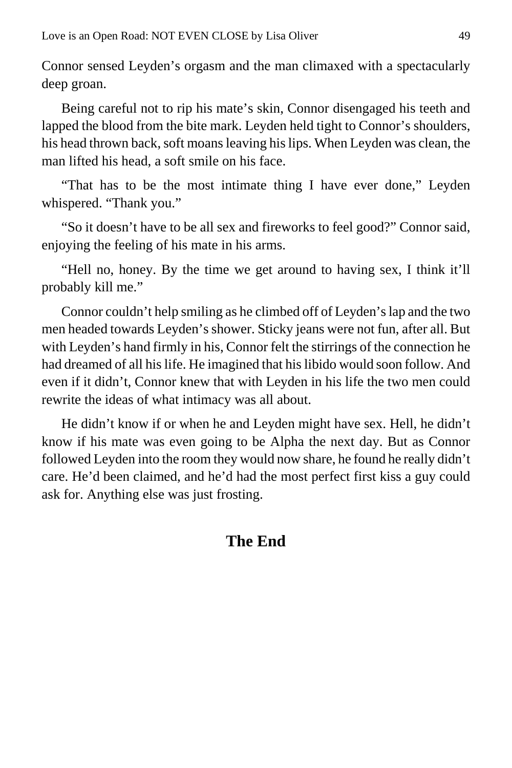Connor sensed Leyden's orgasm and the man climaxed with a spectacularly deep groan.

Being careful not to rip his mate's skin, Connor disengaged his teeth and lapped the blood from the bite mark. Leyden held tight to Connor's shoulders, his head thrown back, soft moans leaving his lips. When Leyden was clean, the man lifted his head, a soft smile on his face.

"That has to be the most intimate thing I have ever done," Leyden whispered. "Thank you."

"So it doesn't have to be all sex and fireworks to feel good?" Connor said, enjoying the feeling of his mate in his arms.

"Hell no, honey. By the time we get around to having sex, I think it'll probably kill me."

Connor couldn't help smiling as he climbed off of Leyden's lap and the two men headed towards Leyden's shower. Sticky jeans were not fun, after all. But with Leyden's hand firmly in his, Connor felt the stirrings of the connection he had dreamed of all his life. He imagined that his libido would soon follow. And even if it didn't, Connor knew that with Leyden in his life the two men could rewrite the ideas of what intimacy was all about.

He didn't know if or when he and Leyden might have sex. Hell, he didn't know if his mate was even going to be Alpha the next day. But as Connor followed Leyden into the room they would now share, he found he really didn't care. He'd been claimed, and he'd had the most perfect first kiss a guy could ask for. Anything else was just frosting.

## The End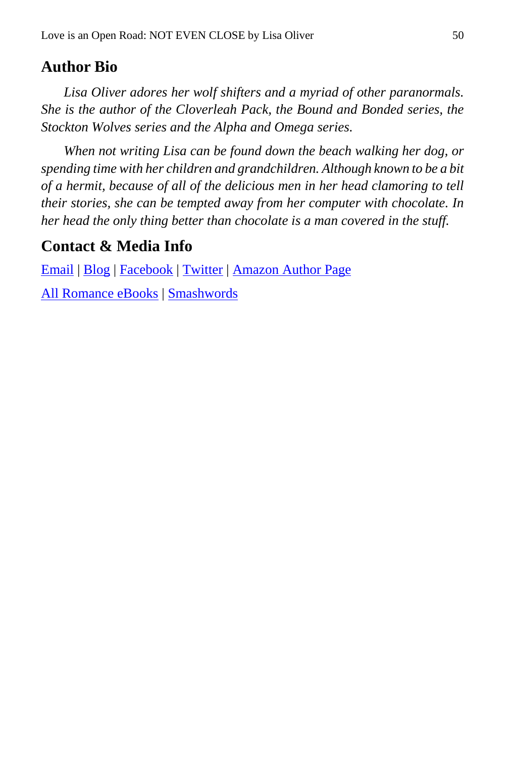## Author Bio

*Lisa Oliver adores her wolf shifters and a myriad of other paranormals. She is the author of the Cloverleah Pack, the Bound and Bonded series, the Stockton Wolves series and the Alpha and Omega series.*

*When not writing Lisa can be found down the beach walking her dog, or spending time with her children and grandchildren. Although known to be a bit of a hermit, because of all of the delicious men in her head clamoring to tell their stories, she can be tempted away from her computer with chocolate. In her head the only thing better than chocolate is a man covered in the stuff.*

## Contact & Media Info

Email | Blog | Facebook | Twitter | Amazon Author Page

All Romance eBooks | Smashwords